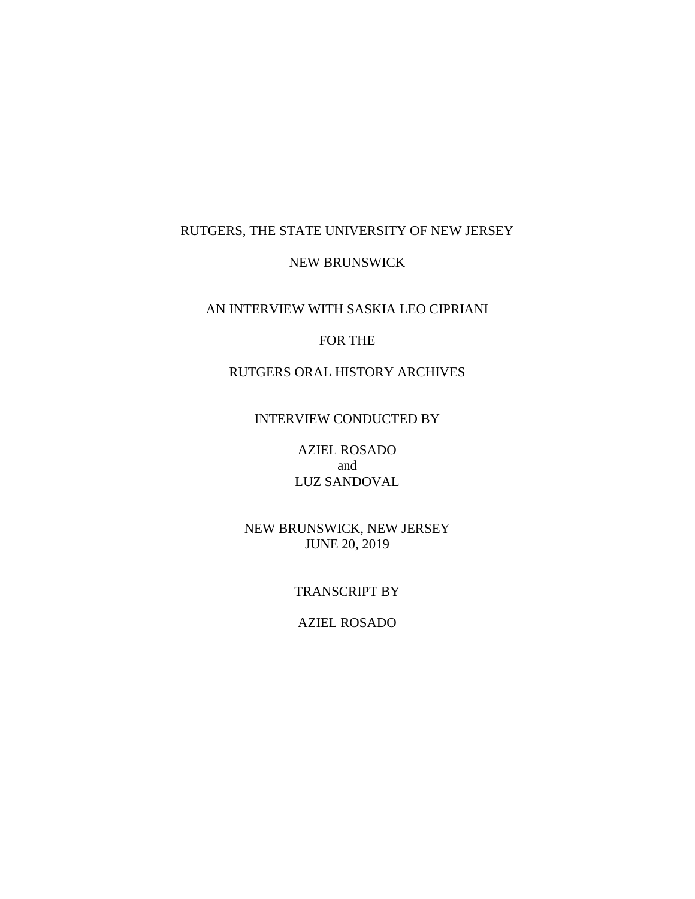RUTGERS, THE STATE UNIVERSITY OF NEW JERSEY

NEW BRUNSWICK

AN INTERVIEW WITH SASKIA LEO CIPRIANI

FOR THE

RUTGERS ORAL HISTORY ARCHIVES

INTERVIEW CONDUCTED BY

AZIEL ROSADO
and
LUZ SANDOVAL

NEW BRUNSWICK, NEW JERSEY
JUNE 20, 2019

TRANSCRIPT BY

AZIEL ROSADO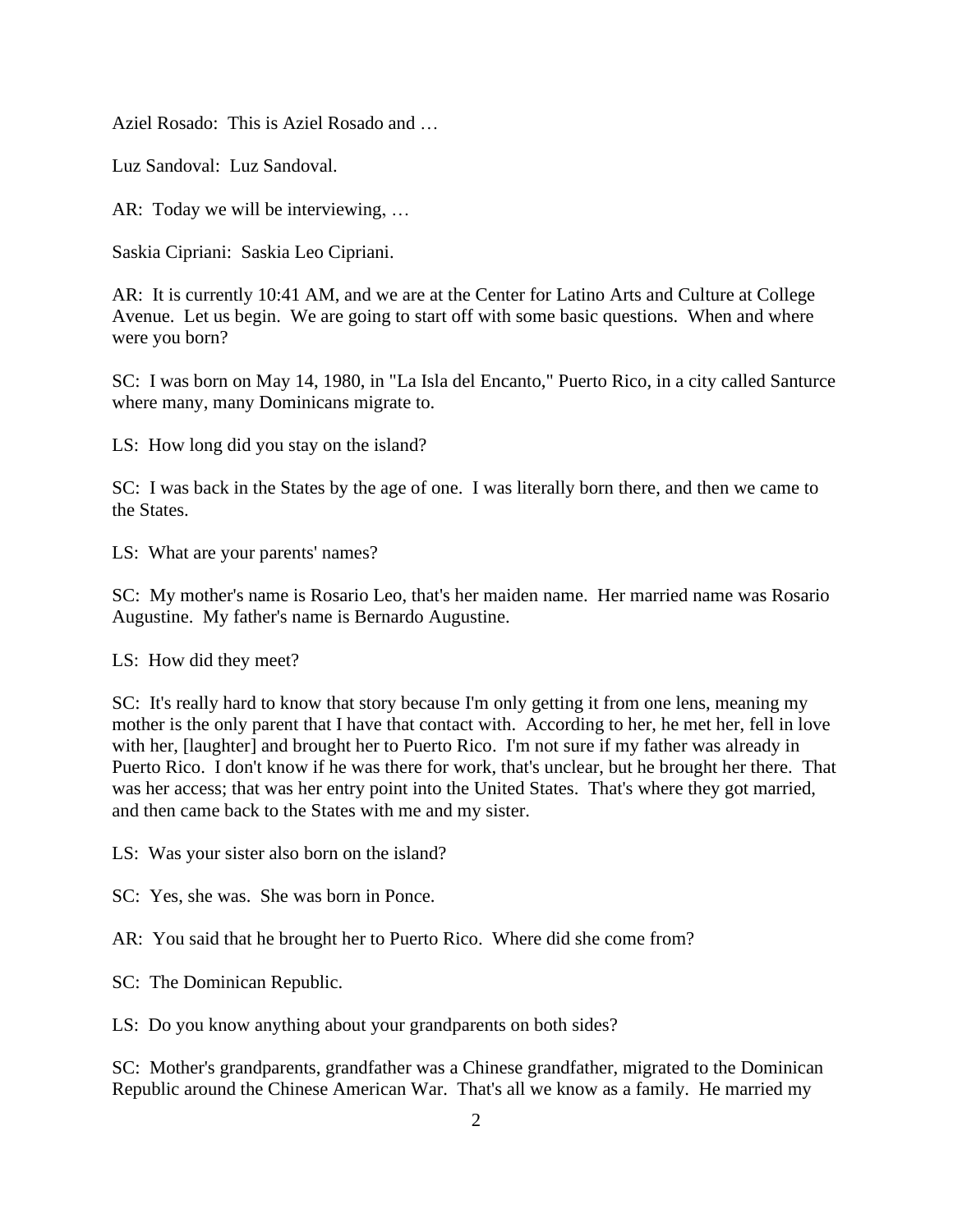Aziel Rosado: This is Aziel Rosado and …

Luz Sandoval: Luz Sandoval.

AR: Today we will be interviewing, …

Saskia Cipriani: Saskia Leo Cipriani.

AR: It is currently 10:41 AM, and we are at the Center for Latino Arts and Culture at College Avenue. Let us begin. We are going to start off with some basic questions. When and where were you born?

SC: I was born on May 14, 1980, in "La Isla del Encanto," Puerto Rico, in a city called Santurce where many, many Dominicans migrate to.

LS: How long did you stay on the island?

SC: I was back in the States by the age of one. I was literally born there, and then we came to the States.

LS: What are your parents' names?

SC: My mother's name is Rosario Leo, that's her maiden name. Her married name was Rosario Augustine. My father's name is Bernardo Augustine.

LS: How did they meet?

SC: It's really hard to know that story because I'm only getting it from one lens, meaning my mother is the only parent that I have that contact with. According to her, he met her, fell in love with her, [laughter] and brought her to Puerto Rico. I'm not sure if my father was already in Puerto Rico. I don't know if he was there for work, that's unclear, but he brought her there. That was her access; that was her entry point into the United States. That's where they got married, and then came back to the States with me and my sister.

LS: Was your sister also born on the island?

SC: Yes, she was. She was born in Ponce.

AR: You said that he brought her to Puerto Rico. Where did she come from?

SC: The Dominican Republic.

LS: Do you know anything about your grandparents on both sides?

SC: Mother's grandparents, grandfather was a Chinese grandfather, migrated to the Dominican Republic around the Chinese American War. That's all we know as a family. He married my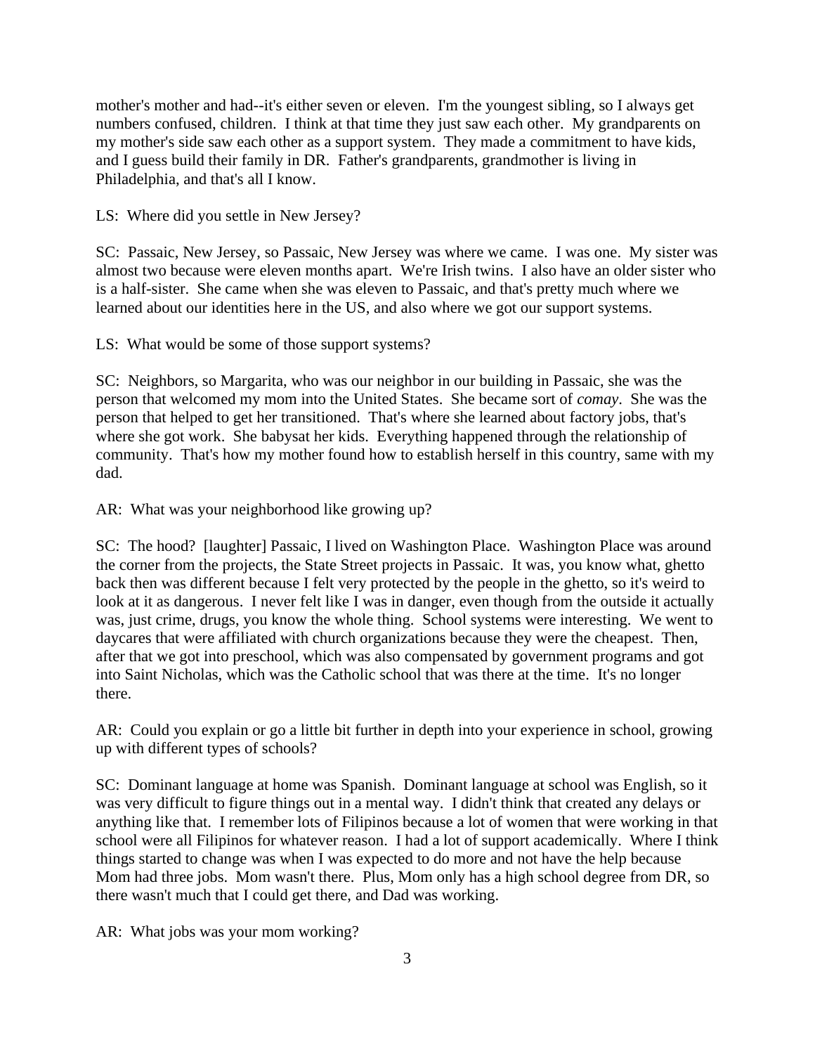mother's mother and had--it's either seven or eleven. I'm the youngest sibling, so I always get numbers confused, children. I think at that time they just saw each other. My grandparents on my mother's side saw each other as a support system. They made a commitment to have kids, and I guess build their family in DR. Father's grandparents, grandmother is living in Philadelphia, and that's all I know.

LS: Where did you settle in New Jersey?

SC: Passaic, New Jersey, so Passaic, New Jersey was where we came. I was one. My sister was almost two because were eleven months apart. We're Irish twins. I also have an older sister who is a half-sister. She came when she was eleven to Passaic, and that's pretty much where we learned about our identities here in the US, and also where we got our support systems.

LS: What would be some of those support systems?

SC: Neighbors, so Margarita, who was our neighbor in our building in Passaic, she was the person that welcomed my mom into the United States. She became sort of *comay*. She was the person that helped to get her transitioned. That's where she learned about factory jobs, that's where she got work. She babysat her kids. Everything happened through the relationship of community. That's how my mother found how to establish herself in this country, same with my dad.

AR: What was your neighborhood like growing up?

SC: The hood? [laughter] Passaic, I lived on Washington Place. Washington Place was around the corner from the projects, the State Street projects in Passaic. It was, you know what, ghetto back then was different because I felt very protected by the people in the ghetto, so it's weird to look at it as dangerous. I never felt like I was in danger, even though from the outside it actually was, just crime, drugs, you know the whole thing. School systems were interesting. We went to daycares that were affiliated with church organizations because they were the cheapest. Then, after that we got into preschool, which was also compensated by government programs and got into Saint Nicholas, which was the Catholic school that was there at the time. It's no longer there.

AR: Could you explain or go a little bit further in depth into your experience in school, growing up with different types of schools?

SC: Dominant language at home was Spanish. Dominant language at school was English, so it was very difficult to figure things out in a mental way. I didn't think that created any delays or anything like that. I remember lots of Filipinos because a lot of women that were working in that school were all Filipinos for whatever reason. I had a lot of support academically. Where I think things started to change was when I was expected to do more and not have the help because Mom had three jobs. Mom wasn't there. Plus, Mom only has a high school degree from DR, so there wasn't much that I could get there, and Dad was working.

AR: What jobs was your mom working?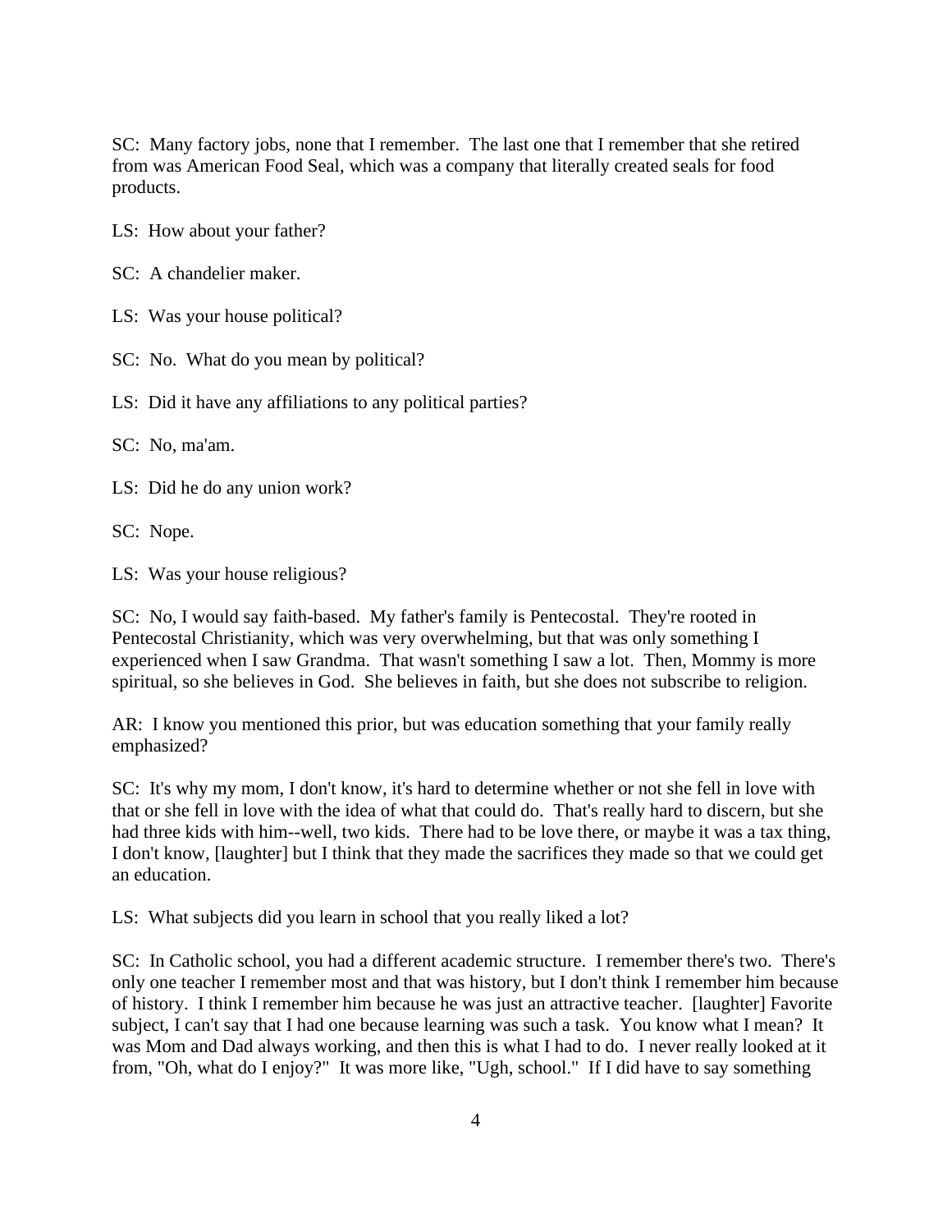SC: Many factory jobs, none that I remember. The last one that I remember that she retired from was American Food Seal, which was a company that literally created seals for food products.

LS: How about your father?

SC: A chandelier maker.

LS: Was your house political?

SC: No. What do you mean by political?

LS: Did it have any affiliations to any political parties?

SC: No, ma'am.

LS: Did he do any union work?

SC: Nope.

LS: Was your house religious?

SC: No, I would say faith-based. My father's family is Pentecostal. They're rooted in Pentecostal Christianity, which was very overwhelming, but that was only something I experienced when I saw Grandma. That wasn't something I saw a lot. Then, Mommy is more spiritual, so she believes in God. She believes in faith, but she does not subscribe to religion.

AR: I know you mentioned this prior, but was education something that your family really emphasized?

SC: It's why my mom, I don't know, it's hard to determine whether or not she fell in love with that or she fell in love with the idea of what that could do. That's really hard to discern, but she had three kids with him--well, two kids. There had to be love there, or maybe it was a tax thing, I don't know, [laughter] but I think that they made the sacrifices they made so that we could get an education.

LS: What subjects did you learn in school that you really liked a lot?

SC: In Catholic school, you had a different academic structure. I remember there's two. There's only one teacher I remember most and that was history, but I don't think I remember him because of history. I think I remember him because he was just an attractive teacher. [laughter] Favorite subject, I can't say that I had one because learning was such a task. You know what I mean? It was Mom and Dad always working, and then this is what I had to do. I never really looked at it from, "Oh, what do I enjoy?" It was more like, "Ugh, school." If I did have to say something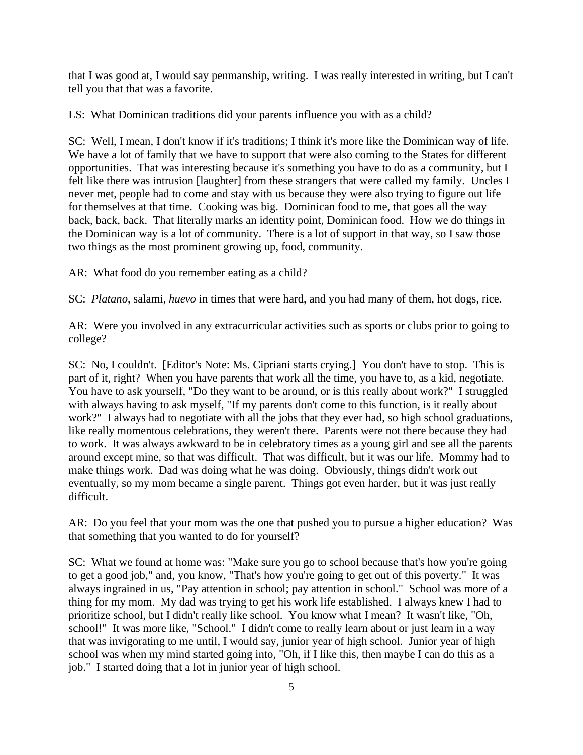that I was good at, I would say penmanship, writing. I was really interested in writing, but I can't tell you that that was a favorite.

LS: What Dominican traditions did your parents influence you with as a child?

SC: Well, I mean, I don't know if it's traditions; I think it's more like the Dominican way of life. We have a lot of family that we have to support that were also coming to the States for different opportunities. That was interesting because it's something you have to do as a community, but I felt like there was intrusion [laughter] from these strangers that were called my family. Uncles I never met, people had to come and stay with us because they were also trying to figure out life for themselves at that time. Cooking was big. Dominican food to me, that goes all the way back, back, back. That literally marks an identity point, Dominican food. How we do things in the Dominican way is a lot of community. There is a lot of support in that way, so I saw those two things as the most prominent growing up, food, community.

AR: What food do you remember eating as a child?

SC: *Platano*, salami, *huevo* in times that were hard, and you had many of them, hot dogs, rice.

AR: Were you involved in any extracurricular activities such as sports or clubs prior to going to college?

SC: No, I couldn't. [Editor's Note: Ms. Cipriani starts crying.] You don't have to stop. This is part of it, right? When you have parents that work all the time, you have to, as a kid, negotiate. You have to ask yourself, "Do they want to be around, or is this really about work?" I struggled with always having to ask myself, "If my parents don't come to this function, is it really about work?" I always had to negotiate with all the jobs that they ever had, so high school graduations, like really momentous celebrations, they weren't there. Parents were not there because they had to work. It was always awkward to be in celebratory times as a young girl and see all the parents around except mine, so that was difficult. That was difficult, but it was our life. Mommy had to make things work. Dad was doing what he was doing. Obviously, things didn't work out eventually, so my mom became a single parent. Things got even harder, but it was just really difficult.

AR: Do you feel that your mom was the one that pushed you to pursue a higher education? Was that something that you wanted to do for yourself?

SC: What we found at home was: "Make sure you go to school because that's how you're going to get a good job," and, you know, "That's how you're going to get out of this poverty." It was always ingrained in us, "Pay attention in school; pay attention in school." School was more of a thing for my mom. My dad was trying to get his work life established. I always knew I had to prioritize school, but I didn't really like school. You know what I mean? It wasn't like, "Oh, school!" It was more like, "School." I didn't come to really learn about or just learn in a way that was invigorating to me until, I would say, junior year of high school. Junior year of high school was when my mind started going into, "Oh, if I like this, then maybe I can do this as a job." I started doing that a lot in junior year of high school.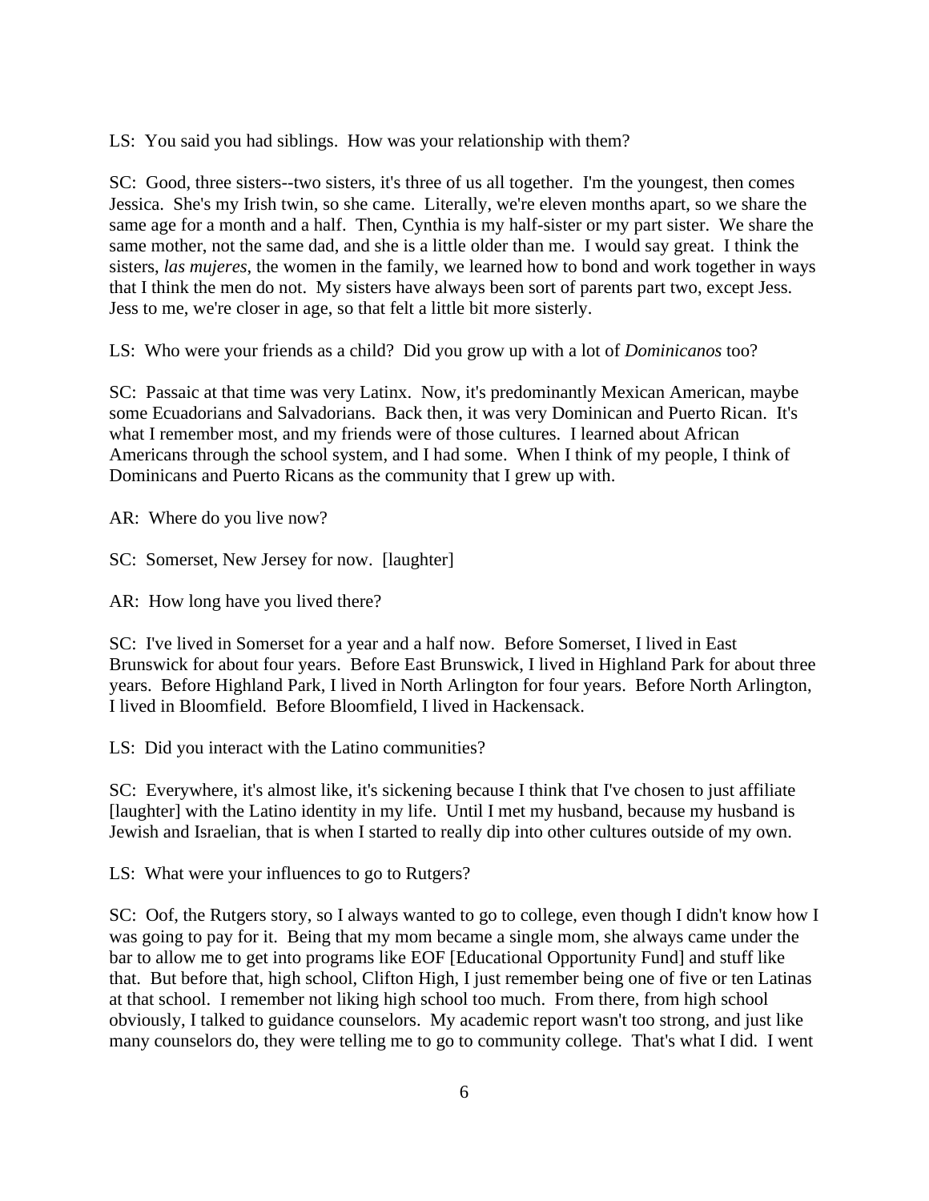LS: You said you had siblings. How was your relationship with them?

SC: Good, three sisters--two sisters, it's three of us all together. I'm the youngest, then comes Jessica. She's my Irish twin, so she came. Literally, we're eleven months apart, so we share the same age for a month and a half. Then, Cynthia is my half-sister or my part sister. We share the same mother, not the same dad, and she is a little older than me. I would say great. I think the sisters, *las mujeres*, the women in the family, we learned how to bond and work together in ways that I think the men do not. My sisters have always been sort of parents part two, except Jess. Jess to me, we're closer in age, so that felt a little bit more sisterly.

LS: Who were your friends as a child? Did you grow up with a lot of *Dominicanos* too?

SC: Passaic at that time was very Latinx. Now, it's predominantly Mexican American, maybe some Ecuadorians and Salvadorians. Back then, it was very Dominican and Puerto Rican. It's what I remember most, and my friends were of those cultures. I learned about African Americans through the school system, and I had some. When I think of my people, I think of Dominicans and Puerto Ricans as the community that I grew up with.

AR: Where do you live now?

SC: Somerset, New Jersey for now. [laughter]

AR: How long have you lived there?

SC: I've lived in Somerset for a year and a half now. Before Somerset, I lived in East Brunswick for about four years. Before East Brunswick, I lived in Highland Park for about three years. Before Highland Park, I lived in North Arlington for four years. Before North Arlington, I lived in Bloomfield. Before Bloomfield, I lived in Hackensack.

LS: Did you interact with the Latino communities?

SC: Everywhere, it's almost like, it's sickening because I think that I've chosen to just affiliate [laughter] with the Latino identity in my life. Until I met my husband, because my husband is Jewish and Israelian, that is when I started to really dip into other cultures outside of my own.

LS: What were your influences to go to Rutgers?

SC: Oof, the Rutgers story, so I always wanted to go to college, even though I didn't know how I was going to pay for it. Being that my mom became a single mom, she always came under the bar to allow me to get into programs like EOF [Educational Opportunity Fund] and stuff like that. But before that, high school, Clifton High, I just remember being one of five or ten Latinas at that school. I remember not liking high school too much. From there, from high school obviously, I talked to guidance counselors. My academic report wasn't too strong, and just like many counselors do, they were telling me to go to community college. That's what I did. I went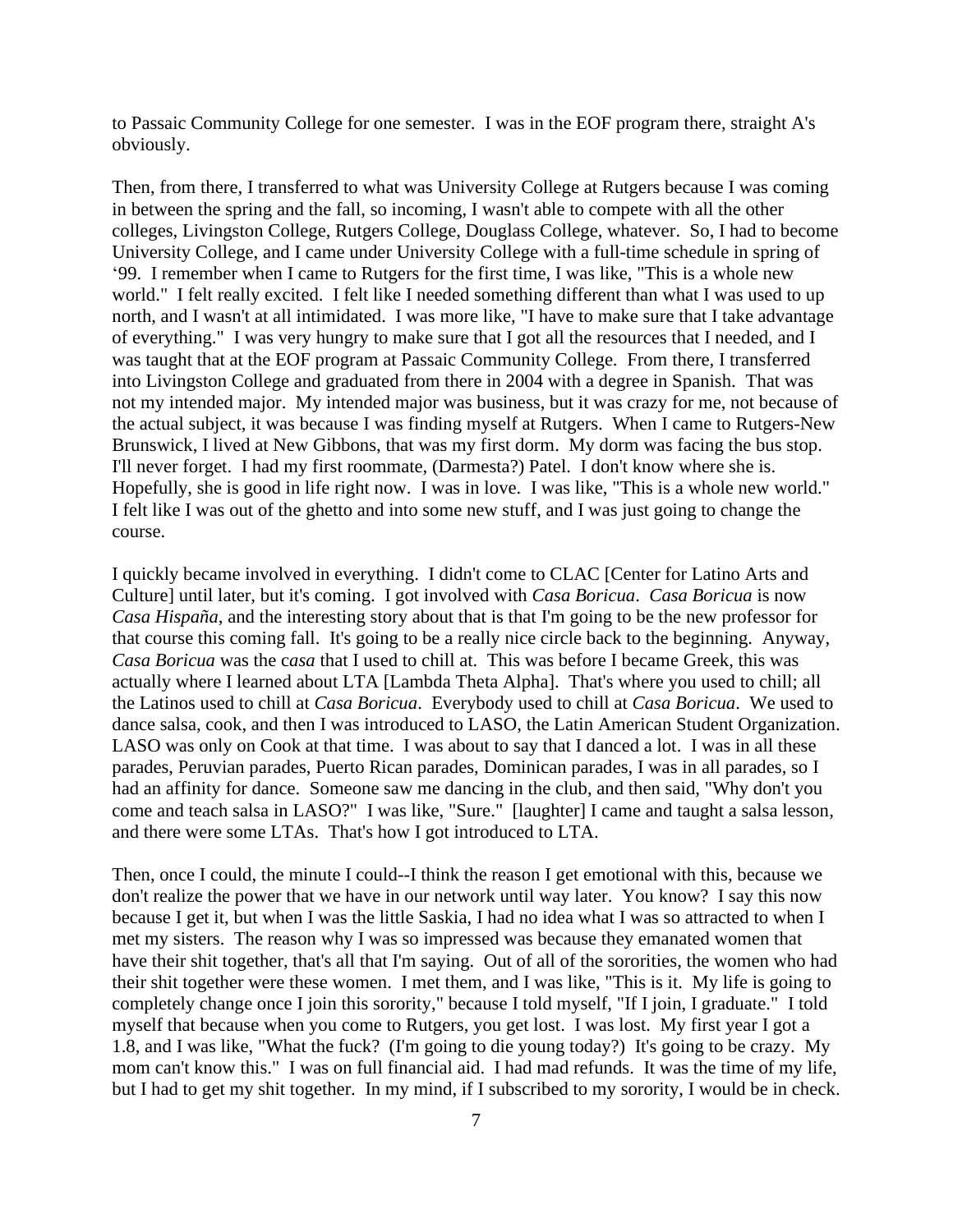to Passaic Community College for one semester. I was in the EOF program there, straight A's obviously.

Then, from there, I transferred to what was University College at Rutgers because I was coming in between the spring and the fall, so incoming, I wasn't able to compete with all the other colleges, Livingston College, Rutgers College, Douglass College, whatever. So, I had to become University College, and I came under University College with a full-time schedule in spring of '99. I remember when I came to Rutgers for the first time, I was like, "This is a whole new world." I felt really excited. I felt like I needed something different than what I was used to up north, and I wasn't at all intimidated. I was more like, "I have to make sure that I take advantage of everything." I was very hungry to make sure that I got all the resources that I needed, and I was taught that at the EOF program at Passaic Community College. From there, I transferred into Livingston College and graduated from there in 2004 with a degree in Spanish. That was not my intended major. My intended major was business, but it was crazy for me, not because of the actual subject, it was because I was finding myself at Rutgers. When I came to Rutgers-New Brunswick, I lived at New Gibbons, that was my first dorm. My dorm was facing the bus stop. I'll never forget. I had my first roommate, (Darmesta?) Patel. I don't know where she is. Hopefully, she is good in life right now. I was in love. I was like, "This is a whole new world." I felt like I was out of the ghetto and into some new stuff, and I was just going to change the course.

I quickly became involved in everything. I didn't come to CLAC [Center for Latino Arts and Culture] until later, but it's coming. I got involved with *Casa Boricua*. *Casa Boricua* is now *Casa Hispaña*, and the interesting story about that is that I'm going to be the new professor for that course this coming fall. It's going to be a really nice circle back to the beginning. Anyway, *Casa Boricua* was the c*asa* that I used to chill at. This was before I became Greek, this was actually where I learned about LTA [Lambda Theta Alpha]. That's where you used to chill; all the Latinos used to chill at *Casa Boricua*. Everybody used to chill at *Casa Boricua*. We used to dance salsa, cook, and then I was introduced to LASO, the Latin American Student Organization. LASO was only on Cook at that time. I was about to say that I danced a lot. I was in all these parades, Peruvian parades, Puerto Rican parades, Dominican parades, I was in all parades, so I had an affinity for dance. Someone saw me dancing in the club, and then said, "Why don't you come and teach salsa in LASO?" I was like, "Sure." [laughter] I came and taught a salsa lesson, and there were some LTAs. That's how I got introduced to LTA.

Then, once I could, the minute I could--I think the reason I get emotional with this, because we don't realize the power that we have in our network until way later. You know? I say this now because I get it, but when I was the little Saskia, I had no idea what I was so attracted to when I met my sisters. The reason why I was so impressed was because they emanated women that have their shit together, that's all that I'm saying. Out of all of the sororities, the women who had their shit together were these women. I met them, and I was like, "This is it. My life is going to completely change once I join this sorority," because I told myself, "If I join, I graduate." I told myself that because when you come to Rutgers, you get lost. I was lost. My first year I got a 1.8, and I was like, "What the fuck? (I'm going to die young today?) It's going to be crazy. My mom can't know this." I was on full financial aid. I had mad refunds. It was the time of my life, but I had to get my shit together. In my mind, if I subscribed to my sorority, I would be in check.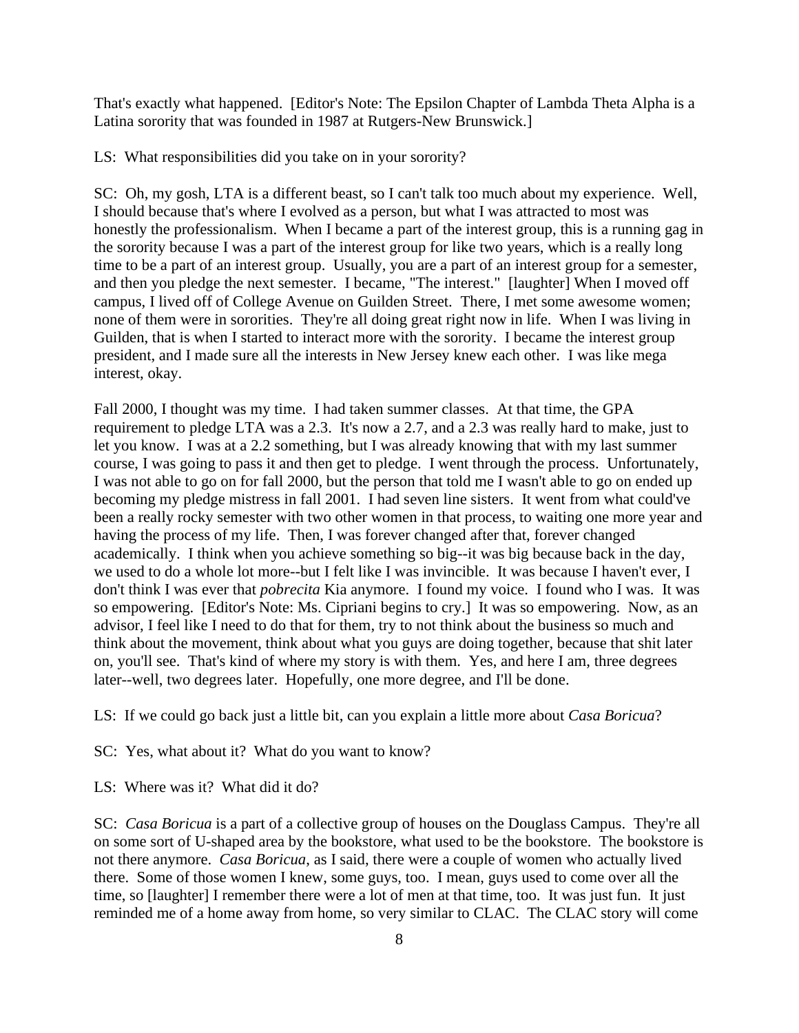That's exactly what happened. [Editor's Note: The Epsilon Chapter of Lambda Theta Alpha is a Latina sorority that was founded in 1987 at Rutgers-New Brunswick.]

LS: What responsibilities did you take on in your sorority?

SC: Oh, my gosh, LTA is a different beast, so I can't talk too much about my experience. Well, I should because that's where I evolved as a person, but what I was attracted to most was honestly the professionalism. When I became a part of the interest group, this is a running gag in the sorority because I was a part of the interest group for like two years, which is a really long time to be a part of an interest group. Usually, you are a part of an interest group for a semester, and then you pledge the next semester. I became, "The interest." [laughter] When I moved off campus, I lived off of College Avenue on Guilden Street. There, I met some awesome women; none of them were in sororities. They're all doing great right now in life. When I was living in Guilden, that is when I started to interact more with the sorority. I became the interest group president, and I made sure all the interests in New Jersey knew each other. I was like mega interest, okay.

Fall 2000, I thought was my time. I had taken summer classes. At that time, the GPA requirement to pledge LTA was a 2.3. It's now a 2.7, and a 2.3 was really hard to make, just to let you know. I was at a 2.2 something, but I was already knowing that with my last summer course, I was going to pass it and then get to pledge. I went through the process. Unfortunately, I was not able to go on for fall 2000, but the person that told me I wasn't able to go on ended up becoming my pledge mistress in fall 2001. I had seven line sisters. It went from what could've been a really rocky semester with two other women in that process, to waiting one more year and having the process of my life. Then, I was forever changed after that, forever changed academically. I think when you achieve something so big--it was big because back in the day, we used to do a whole lot more--but I felt like I was invincible. It was because I haven't ever, I don't think I was ever that *pobrecita* Kia anymore. I found my voice. I found who I was. It was so empowering. [Editor's Note: Ms. Cipriani begins to cry.] It was so empowering. Now, as an advisor, I feel like I need to do that for them, try to not think about the business so much and think about the movement, think about what you guys are doing together, because that shit later on, you'll see. That's kind of where my story is with them. Yes, and here I am, three degrees later--well, two degrees later. Hopefully, one more degree, and I'll be done.

LS: If we could go back just a little bit, can you explain a little more about *Casa Boricua*?

SC: Yes, what about it? What do you want to know?

LS: Where was it? What did it do?

SC: *Casa Boricua* is a part of a collective group of houses on the Douglass Campus. They're all on some sort of U-shaped area by the bookstore, what used to be the bookstore. The bookstore is not there anymore. *Casa Boricua*, as I said, there were a couple of women who actually lived there. Some of those women I knew, some guys, too. I mean, guys used to come over all the time, so [laughter] I remember there were a lot of men at that time, too. It was just fun. It just reminded me of a home away from home, so very similar to CLAC. The CLAC story will come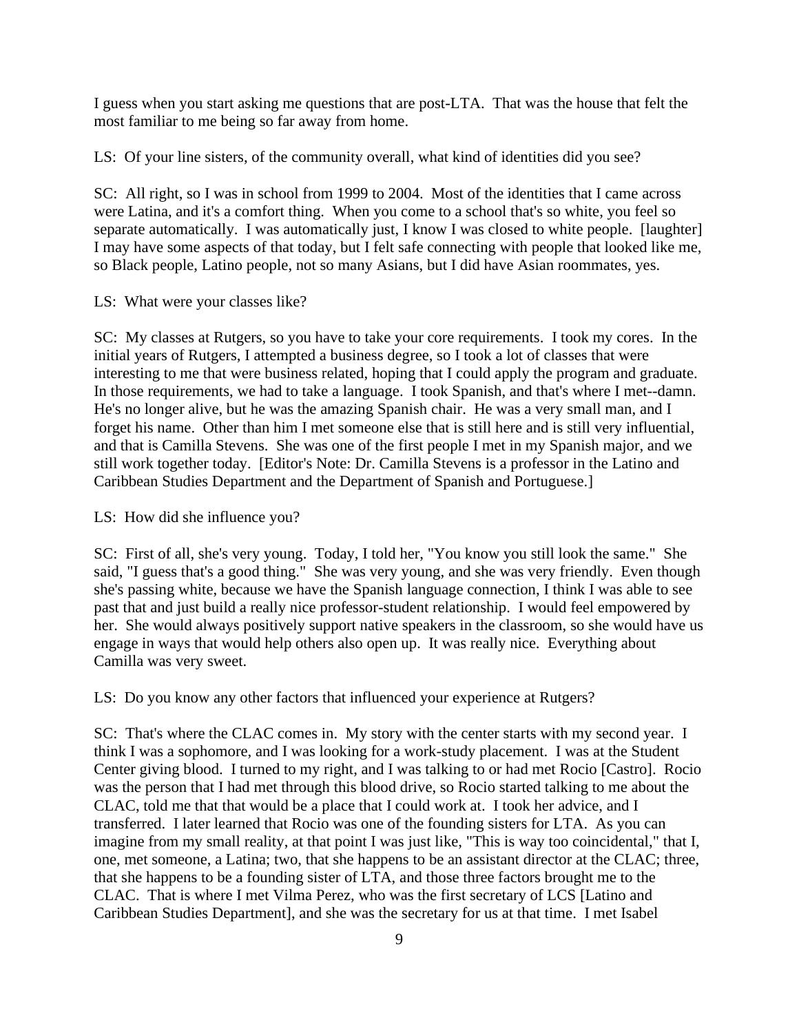I guess when you start asking me questions that are post-LTA. That was the house that felt the most familiar to me being so far away from home.

LS: Of your line sisters, of the community overall, what kind of identities did you see?

SC: All right, so I was in school from 1999 to 2004. Most of the identities that I came across were Latina, and it's a comfort thing. When you come to a school that's so white, you feel so separate automatically. I was automatically just, I know I was closed to white people. [laughter] I may have some aspects of that today, but I felt safe connecting with people that looked like me, so Black people, Latino people, not so many Asians, but I did have Asian roommates, yes.

LS: What were your classes like?

SC: My classes at Rutgers, so you have to take your core requirements. I took my cores. In the initial years of Rutgers, I attempted a business degree, so I took a lot of classes that were interesting to me that were business related, hoping that I could apply the program and graduate. In those requirements, we had to take a language. I took Spanish, and that's where I met--damn. He's no longer alive, but he was the amazing Spanish chair. He was a very small man, and I forget his name. Other than him I met someone else that is still here and is still very influential, and that is Camilla Stevens. She was one of the first people I met in my Spanish major, and we still work together today. [Editor's Note: Dr. Camilla Stevens is a professor in the Latino and Caribbean Studies Department and the Department of Spanish and Portuguese.]

LS: How did she influence you?

SC: First of all, she's very young. Today, I told her, "You know you still look the same." She said, "I guess that's a good thing." She was very young, and she was very friendly. Even though she's passing white, because we have the Spanish language connection, I think I was able to see past that and just build a really nice professor-student relationship. I would feel empowered by her. She would always positively support native speakers in the classroom, so she would have us engage in ways that would help others also open up. It was really nice. Everything about Camilla was very sweet.

LS: Do you know any other factors that influenced your experience at Rutgers?

SC: That's where the CLAC comes in. My story with the center starts with my second year. I think I was a sophomore, and I was looking for a work-study placement. I was at the Student Center giving blood. I turned to my right, and I was talking to or had met Rocio [Castro]. Rocio was the person that I had met through this blood drive, so Rocio started talking to me about the CLAC, told me that that would be a place that I could work at. I took her advice, and I transferred. I later learned that Rocio was one of the founding sisters for LTA. As you can imagine from my small reality, at that point I was just like, "This is way too coincidental," that I, one, met someone, a Latina; two, that she happens to be an assistant director at the CLAC; three, that she happens to be a founding sister of LTA, and those three factors brought me to the CLAC. That is where I met Vilma Perez, who was the first secretary of LCS [Latino and Caribbean Studies Department], and she was the secretary for us at that time. I met Isabel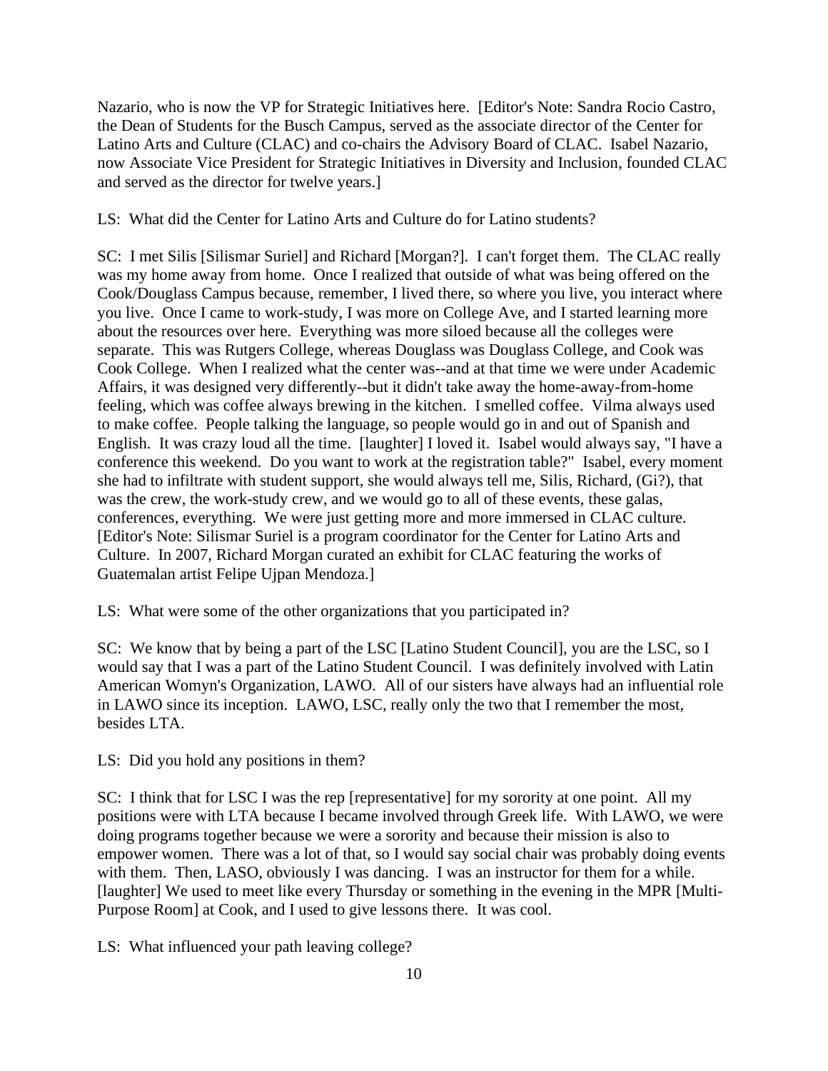Nazario, who is now the VP for Strategic Initiatives here. [Editor's Note: Sandra Rocio Castro, the Dean of Students for the Busch Campus, served as the associate director of the Center for Latino Arts and Culture (CLAC) and co-chairs the Advisory Board of CLAC. Isabel Nazario, now Associate Vice President for Strategic Initiatives in Diversity and Inclusion, founded CLAC and served as the director for twelve years.]

LS: What did the Center for Latino Arts and Culture do for Latino students?

SC: I met Silis [Silismar Suriel] and Richard [Morgan?]. I can't forget them. The CLAC really was my home away from home. Once I realized that outside of what was being offered on the Cook/Douglass Campus because, remember, I lived there, so where you live, you interact where you live. Once I came to work-study, I was more on College Ave, and I started learning more about the resources over here. Everything was more siloed because all the colleges were separate. This was Rutgers College, whereas Douglass was Douglass College, and Cook was Cook College. When I realized what the center was--and at that time we were under Academic Affairs, it was designed very differently--but it didn't take away the home-away-from-home feeling, which was coffee always brewing in the kitchen. I smelled coffee. Vilma always used to make coffee. People talking the language, so people would go in and out of Spanish and English. It was crazy loud all the time. [laughter] I loved it. Isabel would always say, "I have a conference this weekend. Do you want to work at the registration table?" Isabel, every moment she had to infiltrate with student support, she would always tell me, Silis, Richard, (Gi?), that was the crew, the work-study crew, and we would go to all of these events, these galas, conferences, everything. We were just getting more and more immersed in CLAC culture. [Editor's Note: Silismar Suriel is a program coordinator for the Center for Latino Arts and Culture. In 2007, Richard Morgan curated an exhibit for CLAC featuring the works of Guatemalan artist Felipe Ujpan Mendoza.]

LS: What were some of the other organizations that you participated in?

SC: We know that by being a part of the LSC [Latino Student Council], you are the LSC, so I would say that I was a part of the Latino Student Council. I was definitely involved with Latin American Womyn's Organization, LAWO. All of our sisters have always had an influential role in LAWO since its inception. LAWO, LSC, really only the two that I remember the most, besides LTA.

LS: Did you hold any positions in them?

SC: I think that for LSC I was the rep [representative] for my sorority at one point. All my positions were with LTA because I became involved through Greek life. With LAWO, we were doing programs together because we were a sorority and because their mission is also to empower women. There was a lot of that, so I would say social chair was probably doing events with them. Then, LASO, obviously I was dancing. I was an instructor for them for a while. [laughter] We used to meet like every Thursday or something in the evening in the MPR [Multi-Purpose Room] at Cook, and I used to give lessons there. It was cool.

LS: What influenced your path leaving college?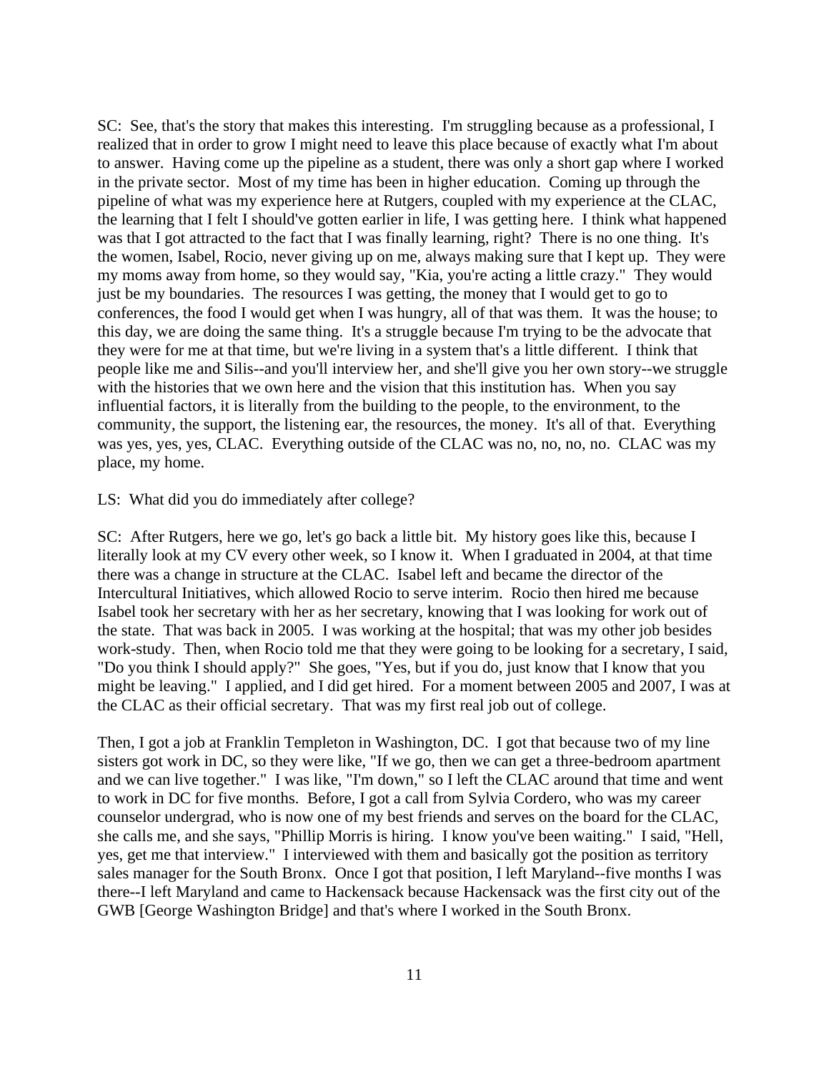SC: See, that's the story that makes this interesting. I'm struggling because as a professional, I realized that in order to grow I might need to leave this place because of exactly what I'm about to answer. Having come up the pipeline as a student, there was only a short gap where I worked in the private sector. Most of my time has been in higher education. Coming up through the pipeline of what was my experience here at Rutgers, coupled with my experience at the CLAC, the learning that I felt I should've gotten earlier in life, I was getting here. I think what happened was that I got attracted to the fact that I was finally learning, right? There is no one thing. It's the women, Isabel, Rocio, never giving up on me, always making sure that I kept up. They were my moms away from home, so they would say, "Kia, you're acting a little crazy." They would just be my boundaries. The resources I was getting, the money that I would get to go to conferences, the food I would get when I was hungry, all of that was them. It was the house; to this day, we are doing the same thing. It's a struggle because I'm trying to be the advocate that they were for me at that time, but we're living in a system that's a little different. I think that people like me and Silis--and you'll interview her, and she'll give you her own story--we struggle with the histories that we own here and the vision that this institution has. When you say influential factors, it is literally from the building to the people, to the environment, to the community, the support, the listening ear, the resources, the money. It's all of that. Everything was yes, yes, yes, CLAC. Everything outside of the CLAC was no, no, no, no. CLAC was my place, my home.

LS: What did you do immediately after college?

SC: After Rutgers, here we go, let's go back a little bit. My history goes like this, because I literally look at my CV every other week, so I know it. When I graduated in 2004, at that time there was a change in structure at the CLAC. Isabel left and became the director of the Intercultural Initiatives, which allowed Rocio to serve interim. Rocio then hired me because Isabel took her secretary with her as her secretary, knowing that I was looking for work out of the state. That was back in 2005. I was working at the hospital; that was my other job besides work-study. Then, when Rocio told me that they were going to be looking for a secretary, I said, "Do you think I should apply?" She goes, "Yes, but if you do, just know that I know that you might be leaving." I applied, and I did get hired. For a moment between 2005 and 2007, I was at the CLAC as their official secretary. That was my first real job out of college.

Then, I got a job at Franklin Templeton in Washington, DC. I got that because two of my line sisters got work in DC, so they were like, "If we go, then we can get a three-bedroom apartment and we can live together." I was like, "I'm down," so I left the CLAC around that time and went to work in DC for five months. Before, I got a call from Sylvia Cordero, who was my career counselor undergrad, who is now one of my best friends and serves on the board for the CLAC, she calls me, and she says, "Phillip Morris is hiring. I know you've been waiting." I said, "Hell, yes, get me that interview." I interviewed with them and basically got the position as territory sales manager for the South Bronx. Once I got that position, I left Maryland--five months I was there--I left Maryland and came to Hackensack because Hackensack was the first city out of the GWB [George Washington Bridge] and that's where I worked in the South Bronx.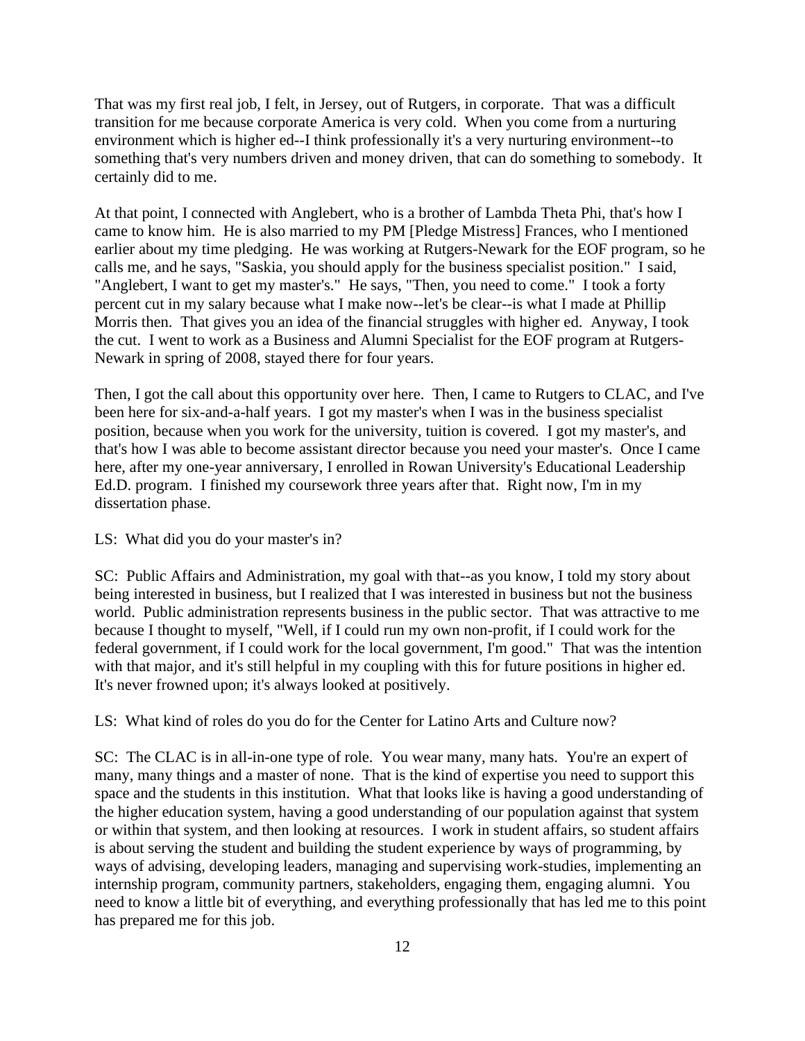That was my first real job, I felt, in Jersey, out of Rutgers, in corporate. That was a difficult transition for me because corporate America is very cold. When you come from a nurturing environment which is higher ed--I think professionally it's a very nurturing environment--to something that's very numbers driven and money driven, that can do something to somebody. It certainly did to me.

At that point, I connected with Anglebert, who is a brother of Lambda Theta Phi, that's how I came to know him. He is also married to my PM [Pledge Mistress] Frances, who I mentioned earlier about my time pledging. He was working at Rutgers-Newark for the EOF program, so he calls me, and he says, "Saskia, you should apply for the business specialist position." I said, "Anglebert, I want to get my master's." He says, "Then, you need to come." I took a forty percent cut in my salary because what I make now--let's be clear--is what I made at Phillip Morris then. That gives you an idea of the financial struggles with higher ed. Anyway, I took the cut. I went to work as a Business and Alumni Specialist for the EOF program at Rutgers-Newark in spring of 2008, stayed there for four years.

Then, I got the call about this opportunity over here. Then, I came to Rutgers to CLAC, and I've been here for six-and-a-half years. I got my master's when I was in the business specialist position, because when you work for the university, tuition is covered. I got my master's, and that's how I was able to become assistant director because you need your master's. Once I came here, after my one-year anniversary, I enrolled in Rowan University's Educational Leadership Ed.D. program. I finished my coursework three years after that. Right now, I'm in my dissertation phase.

LS: What did you do your master's in?

SC: Public Affairs and Administration, my goal with that--as you know, I told my story about being interested in business, but I realized that I was interested in business but not the business world. Public administration represents business in the public sector. That was attractive to me because I thought to myself, "Well, if I could run my own non-profit, if I could work for the federal government, if I could work for the local government, I'm good." That was the intention with that major, and it's still helpful in my coupling with this for future positions in higher ed. It's never frowned upon; it's always looked at positively.

LS: What kind of roles do you do for the Center for Latino Arts and Culture now?

SC: The CLAC is in all-in-one type of role. You wear many, many hats. You're an expert of many, many things and a master of none. That is the kind of expertise you need to support this space and the students in this institution. What that looks like is having a good understanding of the higher education system, having a good understanding of our population against that system or within that system, and then looking at resources. I work in student affairs, so student affairs is about serving the student and building the student experience by ways of programming, by ways of advising, developing leaders, managing and supervising work-studies, implementing an internship program, community partners, stakeholders, engaging them, engaging alumni. You need to know a little bit of everything, and everything professionally that has led me to this point has prepared me for this job.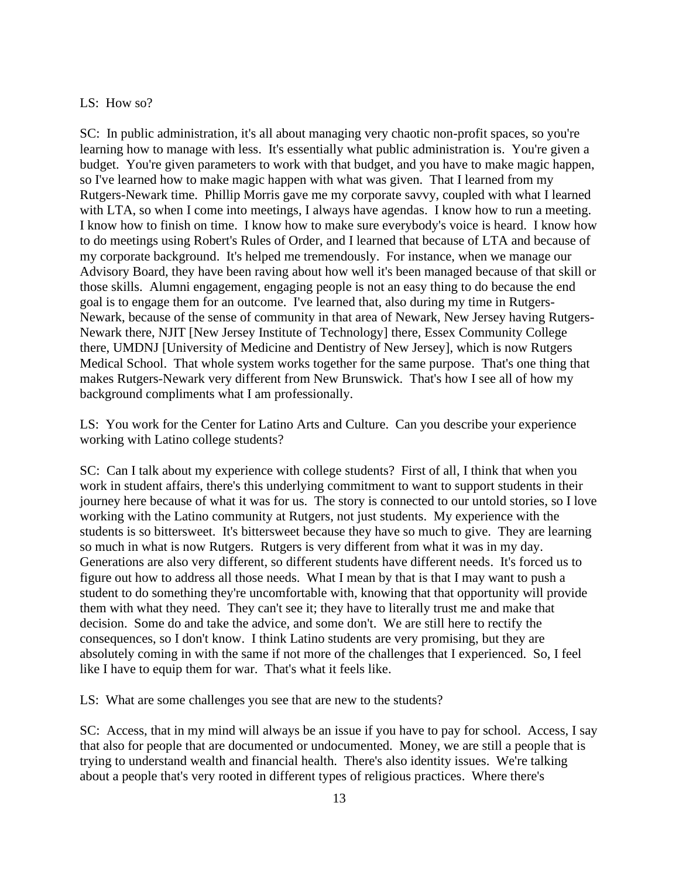LS: How so?

SC: In public administration, it's all about managing very chaotic non-profit spaces, so you're learning how to manage with less. It's essentially what public administration is. You're given a budget. You're given parameters to work with that budget, and you have to make magic happen, so I've learned how to make magic happen with what was given. That I learned from my Rutgers-Newark time. Phillip Morris gave me my corporate savvy, coupled with what I learned with LTA, so when I come into meetings, I always have agendas. I know how to run a meeting. I know how to finish on time. I know how to make sure everybody's voice is heard. I know how to do meetings using Robert's Rules of Order, and I learned that because of LTA and because of my corporate background. It's helped me tremendously. For instance, when we manage our Advisory Board, they have been raving about how well it's been managed because of that skill or those skills. Alumni engagement, engaging people is not an easy thing to do because the end goal is to engage them for an outcome. I've learned that, also during my time in Rutgers-Newark, because of the sense of community in that area of Newark, New Jersey having Rutgers-Newark there, NJIT [New Jersey Institute of Technology] there, Essex Community College there, UMDNJ [University of Medicine and Dentistry of New Jersey], which is now Rutgers Medical School. That whole system works together for the same purpose. That's one thing that makes Rutgers-Newark very different from New Brunswick. That's how I see all of how my background compliments what I am professionally.

LS: You work for the Center for Latino Arts and Culture. Can you describe your experience working with Latino college students?

SC: Can I talk about my experience with college students? First of all, I think that when you work in student affairs, there's this underlying commitment to want to support students in their journey here because of what it was for us. The story is connected to our untold stories, so I love working with the Latino community at Rutgers, not just students. My experience with the students is so bittersweet. It's bittersweet because they have so much to give. They are learning so much in what is now Rutgers. Rutgers is very different from what it was in my day. Generations are also very different, so different students have different needs. It's forced us to figure out how to address all those needs. What I mean by that is that I may want to push a student to do something they're uncomfortable with, knowing that that opportunity will provide them with what they need. They can't see it; they have to literally trust me and make that decision. Some do and take the advice, and some don't. We are still here to rectify the consequences, so I don't know. I think Latino students are very promising, but they are absolutely coming in with the same if not more of the challenges that I experienced. So, I feel like I have to equip them for war. That's what it feels like.

LS: What are some challenges you see that are new to the students?

SC: Access, that in my mind will always be an issue if you have to pay for school. Access, I say that also for people that are documented or undocumented. Money, we are still a people that is trying to understand wealth and financial health. There's also identity issues. We're talking about a people that's very rooted in different types of religious practices. Where there's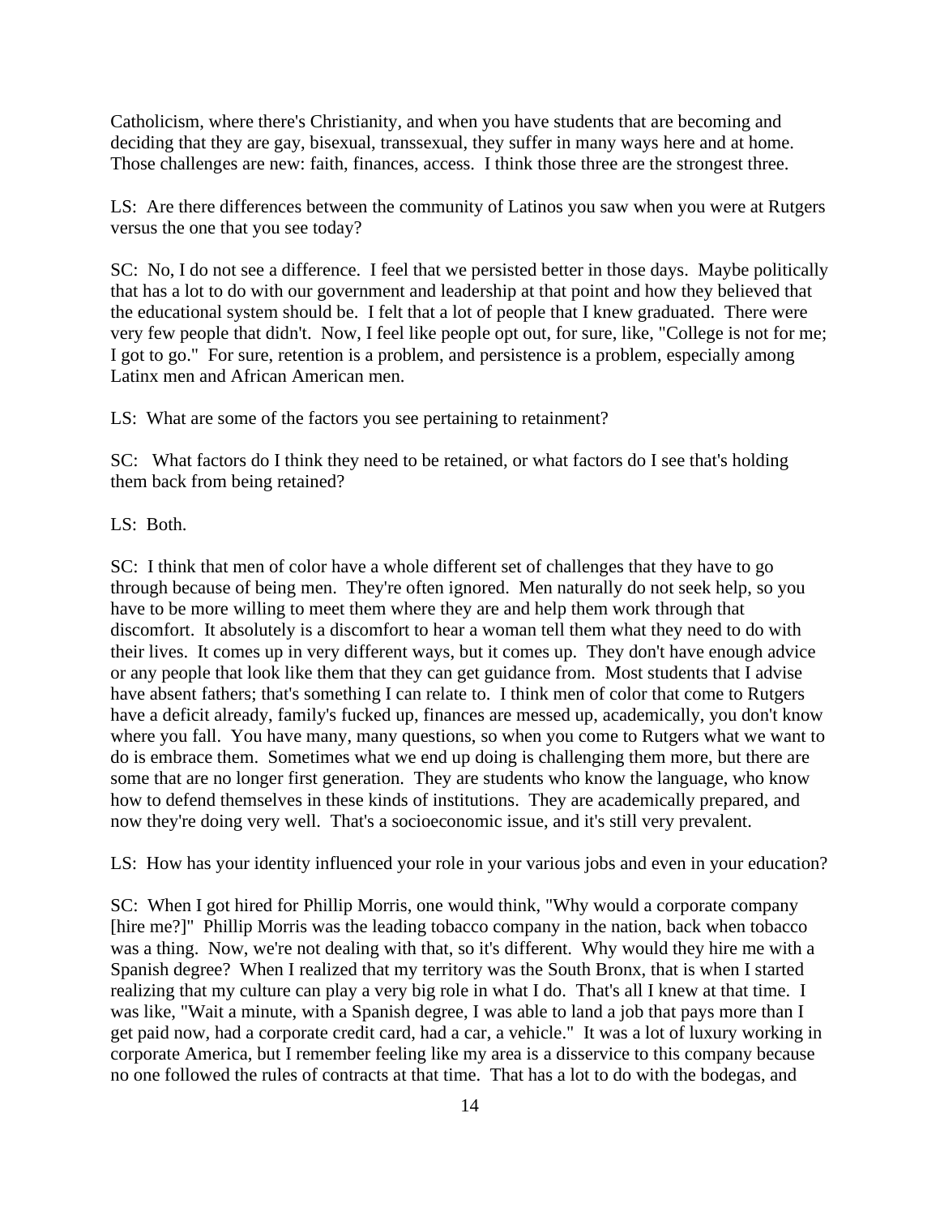Catholicism, where there's Christianity, and when you have students that are becoming and deciding that they are gay, bisexual, transsexual, they suffer in many ways here and at home. Those challenges are new: faith, finances, access. I think those three are the strongest three.

LS: Are there differences between the community of Latinos you saw when you were at Rutgers versus the one that you see today?

SC: No, I do not see a difference. I feel that we persisted better in those days. Maybe politically that has a lot to do with our government and leadership at that point and how they believed that the educational system should be. I felt that a lot of people that I knew graduated. There were very few people that didn't. Now, I feel like people opt out, for sure, like, "College is not for me; I got to go." For sure, retention is a problem, and persistence is a problem, especially among Latinx men and African American men.

LS: What are some of the factors you see pertaining to retainment?

SC: What factors do I think they need to be retained, or what factors do I see that's holding them back from being retained?

LS: Both.

SC: I think that men of color have a whole different set of challenges that they have to go through because of being men. They're often ignored. Men naturally do not seek help, so you have to be more willing to meet them where they are and help them work through that discomfort. It absolutely is a discomfort to hear a woman tell them what they need to do with their lives. It comes up in very different ways, but it comes up. They don't have enough advice or any people that look like them that they can get guidance from. Most students that I advise have absent fathers; that's something I can relate to. I think men of color that come to Rutgers have a deficit already, family's fucked up, finances are messed up, academically, you don't know where you fall. You have many, many questions, so when you come to Rutgers what we want to do is embrace them. Sometimes what we end up doing is challenging them more, but there are some that are no longer first generation. They are students who know the language, who know how to defend themselves in these kinds of institutions. They are academically prepared, and now they're doing very well. That's a socioeconomic issue, and it's still very prevalent.

LS: How has your identity influenced your role in your various jobs and even in your education?

SC: When I got hired for Phillip Morris, one would think, "Why would a corporate company [hire me?]" Phillip Morris was the leading tobacco company in the nation, back when tobacco was a thing. Now, we're not dealing with that, so it's different. Why would they hire me with a Spanish degree? When I realized that my territory was the South Bronx, that is when I started realizing that my culture can play a very big role in what I do. That's all I knew at that time. I was like, "Wait a minute, with a Spanish degree, I was able to land a job that pays more than I get paid now, had a corporate credit card, had a car, a vehicle." It was a lot of luxury working in corporate America, but I remember feeling like my area is a disservice to this company because no one followed the rules of contracts at that time. That has a lot to do with the bodegas, and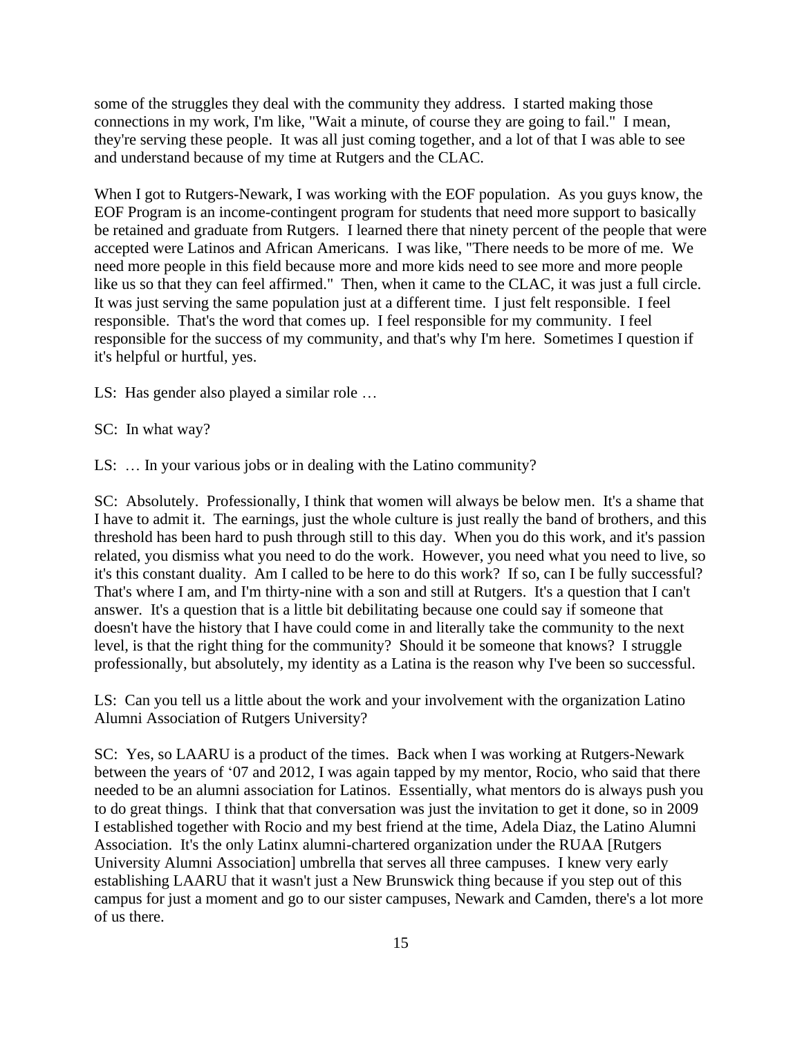some of the struggles they deal with the community they address. I started making those connections in my work, I'm like, "Wait a minute, of course they are going to fail." I mean, they're serving these people. It was all just coming together, and a lot of that I was able to see and understand because of my time at Rutgers and the CLAC.

When I got to Rutgers-Newark, I was working with the EOF population. As you guys know, the EOF Program is an income-contingent program for students that need more support to basically be retained and graduate from Rutgers. I learned there that ninety percent of the people that were accepted were Latinos and African Americans. I was like, "There needs to be more of me. We need more people in this field because more and more kids need to see more and more people like us so that they can feel affirmed." Then, when it came to the CLAC, it was just a full circle. It was just serving the same population just at a different time. I just felt responsible. I feel responsible. That's the word that comes up. I feel responsible for my community. I feel responsible for the success of my community, and that's why I'm here. Sometimes I question if it's helpful or hurtful, yes.

LS: Has gender also played a similar role …

SC: In what way?

LS: … In your various jobs or in dealing with the Latino community?

SC: Absolutely. Professionally, I think that women will always be below men. It's a shame that I have to admit it. The earnings, just the whole culture is just really the band of brothers, and this threshold has been hard to push through still to this day. When you do this work, and it's passion related, you dismiss what you need to do the work. However, you need what you need to live, so it's this constant duality. Am I called to be here to do this work? If so, can I be fully successful? That's where I am, and I'm thirty-nine with a son and still at Rutgers. It's a question that I can't answer. It's a question that is a little bit debilitating because one could say if someone that doesn't have the history that I have could come in and literally take the community to the next level, is that the right thing for the community? Should it be someone that knows? I struggle professionally, but absolutely, my identity as a Latina is the reason why I've been so successful.

LS: Can you tell us a little about the work and your involvement with the organization Latino Alumni Association of Rutgers University?

SC: Yes, so LAARU is a product of the times. Back when I was working at Rutgers-Newark between the years of '07 and 2012, I was again tapped by my mentor, Rocio, who said that there needed to be an alumni association for Latinos. Essentially, what mentors do is always push you to do great things. I think that that conversation was just the invitation to get it done, so in 2009 I established together with Rocio and my best friend at the time, Adela Diaz, the Latino Alumni Association. It's the only Latinx alumni-chartered organization under the RUAA [Rutgers University Alumni Association] umbrella that serves all three campuses. I knew very early establishing LAARU that it wasn't just a New Brunswick thing because if you step out of this campus for just a moment and go to our sister campuses, Newark and Camden, there's a lot more of us there.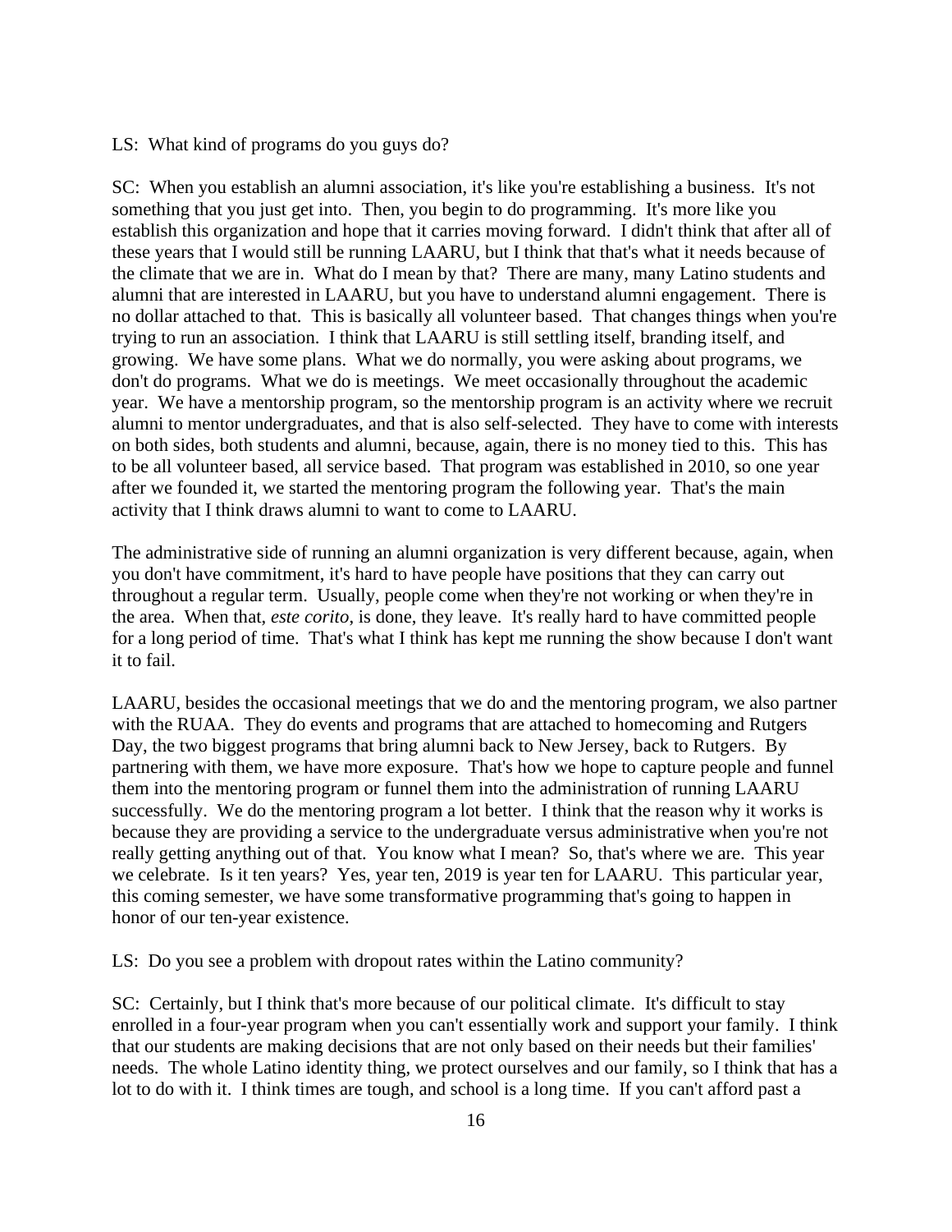LS: What kind of programs do you guys do?

SC: When you establish an alumni association, it's like you're establishing a business. It's not something that you just get into. Then, you begin to do programming. It's more like you establish this organization and hope that it carries moving forward. I didn't think that after all of these years that I would still be running LAARU, but I think that that's what it needs because of the climate that we are in. What do I mean by that? There are many, many Latino students and alumni that are interested in LAARU, but you have to understand alumni engagement. There is no dollar attached to that. This is basically all volunteer based. That changes things when you're trying to run an association. I think that LAARU is still settling itself, branding itself, and growing. We have some plans. What we do normally, you were asking about programs, we don't do programs. What we do is meetings. We meet occasionally throughout the academic year. We have a mentorship program, so the mentorship program is an activity where we recruit alumni to mentor undergraduates, and that is also self-selected. They have to come with interests on both sides, both students and alumni, because, again, there is no money tied to this. This has to be all volunteer based, all service based. That program was established in 2010, so one year after we founded it, we started the mentoring program the following year. That's the main activity that I think draws alumni to want to come to LAARU.

The administrative side of running an alumni organization is very different because, again, when you don't have commitment, it's hard to have people have positions that they can carry out throughout a regular term. Usually, people come when they're not working or when they're in the area. When that, *este corito*, is done, they leave. It's really hard to have committed people for a long period of time. That's what I think has kept me running the show because I don't want it to fail.

LAARU, besides the occasional meetings that we do and the mentoring program, we also partner with the RUAA. They do events and programs that are attached to homecoming and Rutgers Day, the two biggest programs that bring alumni back to New Jersey, back to Rutgers. By partnering with them, we have more exposure. That's how we hope to capture people and funnel them into the mentoring program or funnel them into the administration of running LAARU successfully. We do the mentoring program a lot better. I think that the reason why it works is because they are providing a service to the undergraduate versus administrative when you're not really getting anything out of that. You know what I mean? So, that's where we are. This year we celebrate. Is it ten years? Yes, year ten, 2019 is year ten for LAARU. This particular year, this coming semester, we have some transformative programming that's going to happen in honor of our ten-year existence.

LS: Do you see a problem with dropout rates within the Latino community?

SC: Certainly, but I think that's more because of our political climate. It's difficult to stay enrolled in a four-year program when you can't essentially work and support your family. I think that our students are making decisions that are not only based on their needs but their families' needs. The whole Latino identity thing, we protect ourselves and our family, so I think that has a lot to do with it. I think times are tough, and school is a long time. If you can't afford past a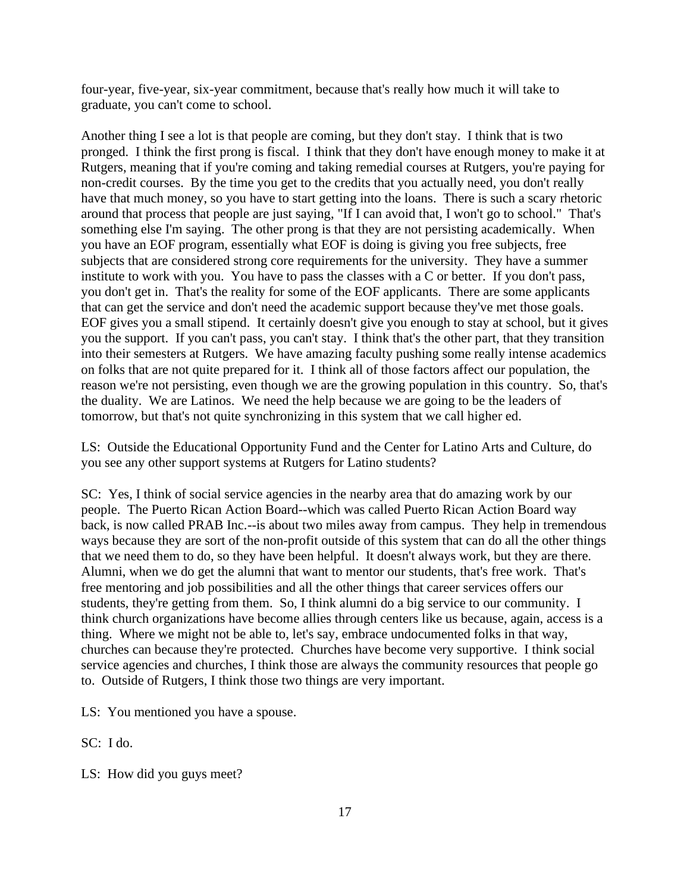four-year, five-year, six-year commitment, because that's really how much it will take to graduate, you can't come to school.

Another thing I see a lot is that people are coming, but they don't stay. I think that is two pronged. I think the first prong is fiscal. I think that they don't have enough money to make it at Rutgers, meaning that if you're coming and taking remedial courses at Rutgers, you're paying for non-credit courses. By the time you get to the credits that you actually need, you don't really have that much money, so you have to start getting into the loans. There is such a scary rhetoric around that process that people are just saying, "If I can avoid that, I won't go to school." That's something else I'm saying. The other prong is that they are not persisting academically. When you have an EOF program, essentially what EOF is doing is giving you free subjects, free subjects that are considered strong core requirements for the university. They have a summer institute to work with you. You have to pass the classes with a C or better. If you don't pass, you don't get in. That's the reality for some of the EOF applicants. There are some applicants that can get the service and don't need the academic support because they've met those goals. EOF gives you a small stipend. It certainly doesn't give you enough to stay at school, but it gives you the support. If you can't pass, you can't stay. I think that's the other part, that they transition into their semesters at Rutgers. We have amazing faculty pushing some really intense academics on folks that are not quite prepared for it. I think all of those factors affect our population, the reason we're not persisting, even though we are the growing population in this country. So, that's the duality. We are Latinos. We need the help because we are going to be the leaders of tomorrow, but that's not quite synchronizing in this system that we call higher ed.

LS: Outside the Educational Opportunity Fund and the Center for Latino Arts and Culture, do you see any other support systems at Rutgers for Latino students?

SC: Yes, I think of social service agencies in the nearby area that do amazing work by our people. The Puerto Rican Action Board--which was called Puerto Rican Action Board way back, is now called PRAB Inc.--is about two miles away from campus. They help in tremendous ways because they are sort of the non-profit outside of this system that can do all the other things that we need them to do, so they have been helpful. It doesn't always work, but they are there. Alumni, when we do get the alumni that want to mentor our students, that's free work. That's free mentoring and job possibilities and all the other things that career services offers our students, they're getting from them. So, I think alumni do a big service to our community. I think church organizations have become allies through centers like us because, again, access is a thing. Where we might not be able to, let's say, embrace undocumented folks in that way, churches can because they're protected. Churches have become very supportive. I think social service agencies and churches, I think those are always the community resources that people go to. Outside of Rutgers, I think those two things are very important.

LS: You mentioned you have a spouse.

SC: I do.

LS: How did you guys meet?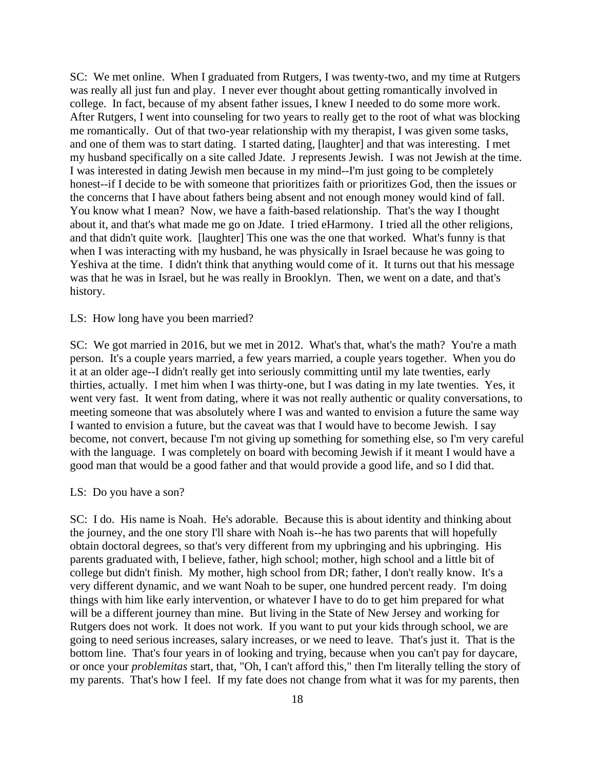SC: We met online. When I graduated from Rutgers, I was twenty-two, and my time at Rutgers was really all just fun and play. I never ever thought about getting romantically involved in college. In fact, because of my absent father issues, I knew I needed to do some more work. After Rutgers, I went into counseling for two years to really get to the root of what was blocking me romantically. Out of that two-year relationship with my therapist, I was given some tasks, and one of them was to start dating. I started dating, [laughter] and that was interesting. I met my husband specifically on a site called Jdate. J represents Jewish. I was not Jewish at the time. I was interested in dating Jewish men because in my mind--I'm just going to be completely honest--if I decide to be with someone that prioritizes faith or prioritizes God, then the issues or the concerns that I have about fathers being absent and not enough money would kind of fall. You know what I mean? Now, we have a faith-based relationship. That's the way I thought about it, and that's what made me go on Jdate. I tried eHarmony. I tried all the other religions, and that didn't quite work. [laughter] This one was the one that worked. What's funny is that when I was interacting with my husband, he was physically in Israel because he was going to Yeshiva at the time. I didn't think that anything would come of it. It turns out that his message was that he was in Israel, but he was really in Brooklyn. Then, we went on a date, and that's history.

LS: How long have you been married?

SC: We got married in 2016, but we met in 2012. What's that, what's the math? You're a math person. It's a couple years married, a few years married, a couple years together. When you do it at an older age--I didn't really get into seriously committing until my late twenties, early thirties, actually. I met him when I was thirty-one, but I was dating in my late twenties. Yes, it went very fast. It went from dating, where it was not really authentic or quality conversations, to meeting someone that was absolutely where I was and wanted to envision a future the same way I wanted to envision a future, but the caveat was that I would have to become Jewish. I say become, not convert, because I'm not giving up something for something else, so I'm very careful with the language. I was completely on board with becoming Jewish if it meant I would have a good man that would be a good father and that would provide a good life, and so I did that.

LS: Do you have a son?

SC: I do. His name is Noah. He's adorable. Because this is about identity and thinking about the journey, and the one story I'll share with Noah is--he has two parents that will hopefully obtain doctoral degrees, so that's very different from my upbringing and his upbringing. His parents graduated with, I believe, father, high school; mother, high school and a little bit of college but didn't finish. My mother, high school from DR; father, I don't really know. It's a very different dynamic, and we want Noah to be super, one hundred percent ready. I'm doing things with him like early intervention, or whatever I have to do to get him prepared for what will be a different journey than mine. But living in the State of New Jersey and working for Rutgers does not work. It does not work. If you want to put your kids through school, we are going to need serious increases, salary increases, or we need to leave. That's just it. That is the bottom line. That's four years in of looking and trying, because when you can't pay for daycare, or once your *problemitas* start, that, "Oh, I can't afford this," then I'm literally telling the story of my parents. That's how I feel. If my fate does not change from what it was for my parents, then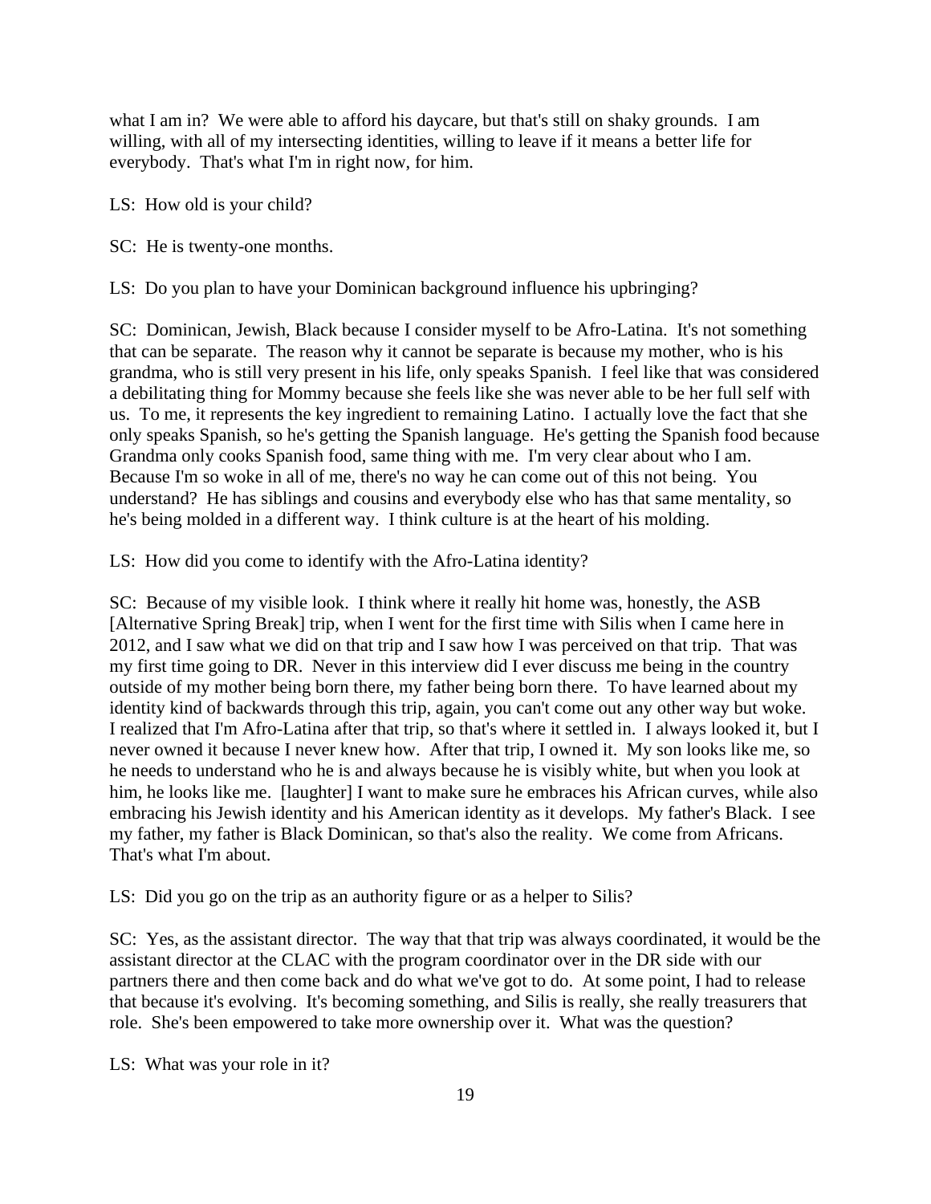what I am in? We were able to afford his daycare, but that's still on shaky grounds. I am willing, with all of my intersecting identities, willing to leave if it means a better life for everybody. That's what I'm in right now, for him.

LS: How old is your child?

SC: He is twenty-one months.

LS: Do you plan to have your Dominican background influence his upbringing?

SC: Dominican, Jewish, Black because I consider myself to be Afro-Latina. It's not something that can be separate. The reason why it cannot be separate is because my mother, who is his grandma, who is still very present in his life, only speaks Spanish. I feel like that was considered a debilitating thing for Mommy because she feels like she was never able to be her full self with us. To me, it represents the key ingredient to remaining Latino. I actually love the fact that she only speaks Spanish, so he's getting the Spanish language. He's getting the Spanish food because Grandma only cooks Spanish food, same thing with me. I'm very clear about who I am. Because I'm so woke in all of me, there's no way he can come out of this not being. You understand? He has siblings and cousins and everybody else who has that same mentality, so he's being molded in a different way. I think culture is at the heart of his molding.

LS: How did you come to identify with the Afro-Latina identity?

SC: Because of my visible look. I think where it really hit home was, honestly, the ASB [Alternative Spring Break] trip, when I went for the first time with Silis when I came here in 2012, and I saw what we did on that trip and I saw how I was perceived on that trip. That was my first time going to DR. Never in this interview did I ever discuss me being in the country outside of my mother being born there, my father being born there. To have learned about my identity kind of backwards through this trip, again, you can't come out any other way but woke. I realized that I'm Afro-Latina after that trip, so that's where it settled in. I always looked it, but I never owned it because I never knew how. After that trip, I owned it. My son looks like me, so he needs to understand who he is and always because he is visibly white, but when you look at him, he looks like me. [laughter] I want to make sure he embraces his African curves, while also embracing his Jewish identity and his American identity as it develops. My father's Black. I see my father, my father is Black Dominican, so that's also the reality. We come from Africans. That's what I'm about.

LS: Did you go on the trip as an authority figure or as a helper to Silis?

SC: Yes, as the assistant director. The way that that trip was always coordinated, it would be the assistant director at the CLAC with the program coordinator over in the DR side with our partners there and then come back and do what we've got to do. At some point, I had to release that because it's evolving. It's becoming something, and Silis is really, she really treasurers that role. She's been empowered to take more ownership over it. What was the question?

LS: What was your role in it?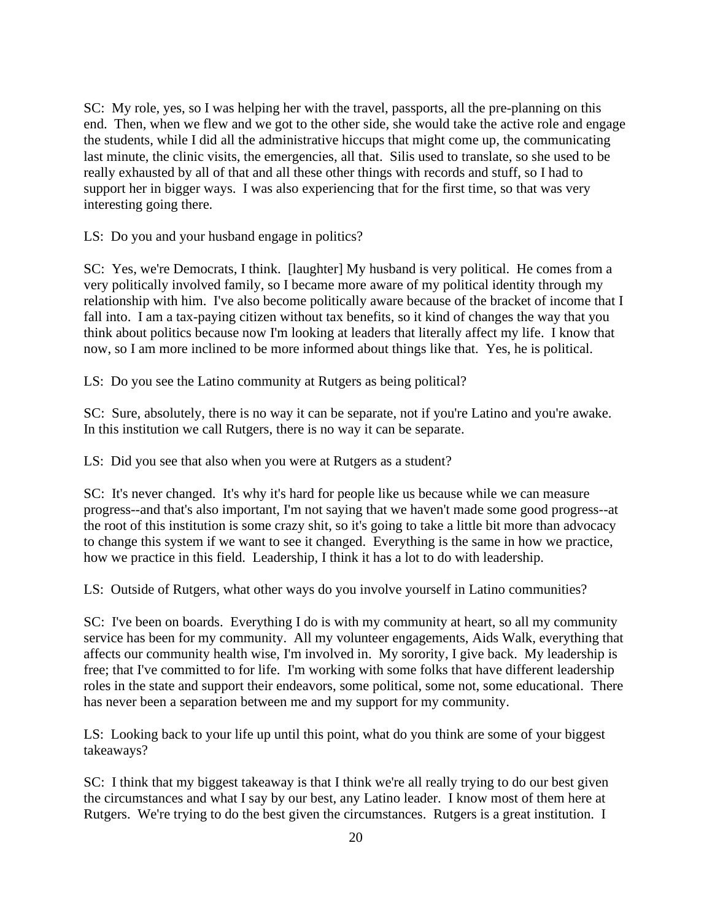SC: My role, yes, so I was helping her with the travel, passports, all the pre-planning on this end. Then, when we flew and we got to the other side, she would take the active role and engage the students, while I did all the administrative hiccups that might come up, the communicating last minute, the clinic visits, the emergencies, all that. Silis used to translate, so she used to be really exhausted by all of that and all these other things with records and stuff, so I had to support her in bigger ways. I was also experiencing that for the first time, so that was very interesting going there.

LS: Do you and your husband engage in politics?

SC: Yes, we're Democrats, I think. [laughter] My husband is very political. He comes from a very politically involved family, so I became more aware of my political identity through my relationship with him. I've also become politically aware because of the bracket of income that I fall into. I am a tax-paying citizen without tax benefits, so it kind of changes the way that you think about politics because now I'm looking at leaders that literally affect my life. I know that now, so I am more inclined to be more informed about things like that. Yes, he is political.

LS: Do you see the Latino community at Rutgers as being political?

SC: Sure, absolutely, there is no way it can be separate, not if you're Latino and you're awake. In this institution we call Rutgers, there is no way it can be separate.

LS: Did you see that also when you were at Rutgers as a student?

SC: It's never changed. It's why it's hard for people like us because while we can measure progress--and that's also important, I'm not saying that we haven't made some good progress--at the root of this institution is some crazy shit, so it's going to take a little bit more than advocacy to change this system if we want to see it changed. Everything is the same in how we practice, how we practice in this field. Leadership, I think it has a lot to do with leadership.

LS: Outside of Rutgers, what other ways do you involve yourself in Latino communities?

SC: I've been on boards. Everything I do is with my community at heart, so all my community service has been for my community. All my volunteer engagements, Aids Walk, everything that affects our community health wise, I'm involved in. My sorority, I give back. My leadership is free; that I've committed to for life. I'm working with some folks that have different leadership roles in the state and support their endeavors, some political, some not, some educational. There has never been a separation between me and my support for my community.

LS: Looking back to your life up until this point, what do you think are some of your biggest takeaways?

SC: I think that my biggest takeaway is that I think we're all really trying to do our best given the circumstances and what I say by our best, any Latino leader. I know most of them here at Rutgers. We're trying to do the best given the circumstances. Rutgers is a great institution. I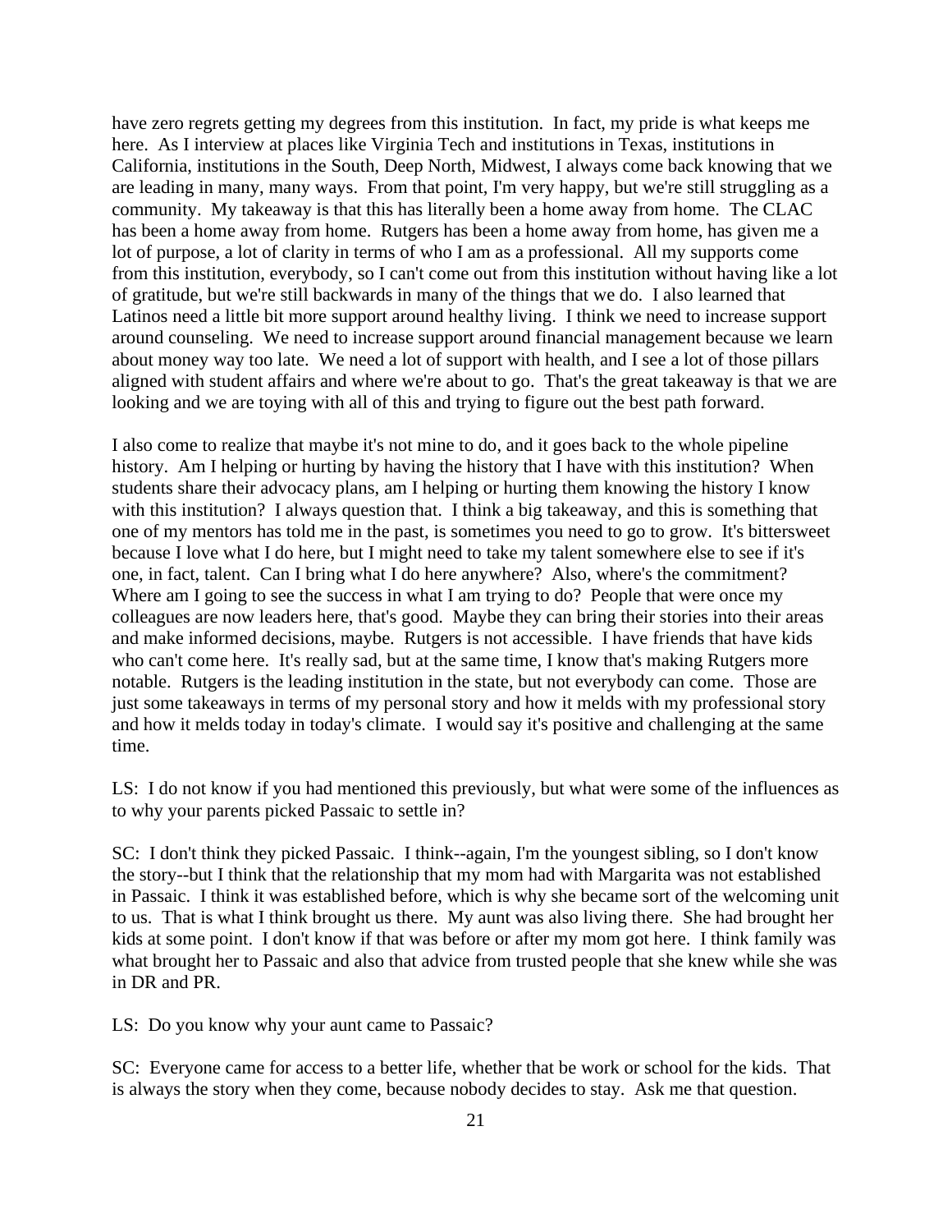have zero regrets getting my degrees from this institution. In fact, my pride is what keeps me here. As I interview at places like Virginia Tech and institutions in Texas, institutions in California, institutions in the South, Deep North, Midwest, I always come back knowing that we are leading in many, many ways. From that point, I'm very happy, but we're still struggling as a community. My takeaway is that this has literally been a home away from home. The CLAC has been a home away from home. Rutgers has been a home away from home, has given me a lot of purpose, a lot of clarity in terms of who I am as a professional. All my supports come from this institution, everybody, so I can't come out from this institution without having like a lot of gratitude, but we're still backwards in many of the things that we do. I also learned that Latinos need a little bit more support around healthy living. I think we need to increase support around counseling. We need to increase support around financial management because we learn about money way too late. We need a lot of support with health, and I see a lot of those pillars aligned with student affairs and where we're about to go. That's the great takeaway is that we are looking and we are toying with all of this and trying to figure out the best path forward.

I also come to realize that maybe it's not mine to do, and it goes back to the whole pipeline history. Am I helping or hurting by having the history that I have with this institution? When students share their advocacy plans, am I helping or hurting them knowing the history I know with this institution? I always question that. I think a big takeaway, and this is something that one of my mentors has told me in the past, is sometimes you need to go to grow. It's bittersweet because I love what I do here, but I might need to take my talent somewhere else to see if it's one, in fact, talent. Can I bring what I do here anywhere? Also, where's the commitment? Where am I going to see the success in what I am trying to do? People that were once my colleagues are now leaders here, that's good. Maybe they can bring their stories into their areas and make informed decisions, maybe. Rutgers is not accessible. I have friends that have kids who can't come here. It's really sad, but at the same time, I know that's making Rutgers more notable. Rutgers is the leading institution in the state, but not everybody can come. Those are just some takeaways in terms of my personal story and how it melds with my professional story and how it melds today in today's climate. I would say it's positive and challenging at the same time.

LS: I do not know if you had mentioned this previously, but what were some of the influences as to why your parents picked Passaic to settle in?

SC: I don't think they picked Passaic. I think--again, I'm the youngest sibling, so I don't know the story--but I think that the relationship that my mom had with Margarita was not established in Passaic. I think it was established before, which is why she became sort of the welcoming unit to us. That is what I think brought us there. My aunt was also living there. She had brought her kids at some point. I don't know if that was before or after my mom got here. I think family was what brought her to Passaic and also that advice from trusted people that she knew while she was in DR and PR.

LS: Do you know why your aunt came to Passaic?

SC: Everyone came for access to a better life, whether that be work or school for the kids. That is always the story when they come, because nobody decides to stay. Ask me that question.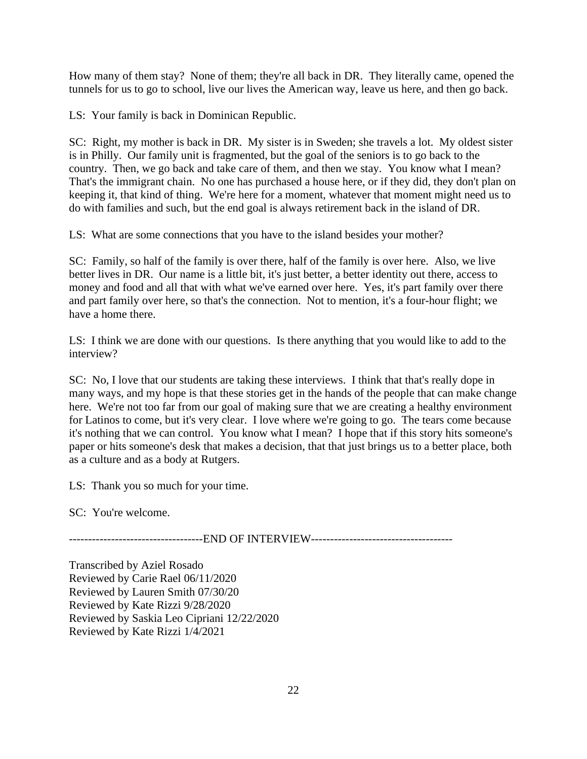How many of them stay? None of them; they're all back in DR. They literally came, opened the tunnels for us to go to school, live our lives the American way, leave us here, and then go back.

LS: Your family is back in Dominican Republic.

SC: Right, my mother is back in DR. My sister is in Sweden; she travels a lot. My oldest sister is in Philly. Our family unit is fragmented, but the goal of the seniors is to go back to the country. Then, we go back and take care of them, and then we stay. You know what I mean? That's the immigrant chain. No one has purchased a house here, or if they did, they don't plan on keeping it, that kind of thing. We're here for a moment, whatever that moment might need us to do with families and such, but the end goal is always retirement back in the island of DR.

LS: What are some connections that you have to the island besides your mother?

SC: Family, so half of the family is over there, half of the family is over here. Also, we live better lives in DR. Our name is a little bit, it's just better, a better identity out there, access to money and food and all that with what we've earned over here. Yes, it's part family over there and part family over here, so that's the connection. Not to mention, it's a four-hour flight; we have a home there.

LS: I think we are done with our questions. Is there anything that you would like to add to the interview?

SC: No, I love that our students are taking these interviews. I think that that's really dope in many ways, and my hope is that these stories get in the hands of the people that can make change here. We're not too far from our goal of making sure that we are creating a healthy environment for Latinos to come, but it's very clear. I love where we're going to go. The tears come because it's nothing that we can control. You know what I mean? I hope that if this story hits someone's paper or hits someone's desk that makes a decision, that that just brings us to a better place, both as a culture and as a body at Rutgers.

LS: Thank you so much for your time.

SC: You're welcome.

-----------------------------------END OF INTERVIEW-------------------------------------

Transcribed by Aziel Rosado
Reviewed by Carie Rael 06/11/2020
Reviewed by Lauren Smith 07/30/20
Reviewed by Kate Rizzi 9/28/2020
Reviewed by Saskia Leo Cipriani 12/22/2020
Reviewed by Kate Rizzi 1/4/2021